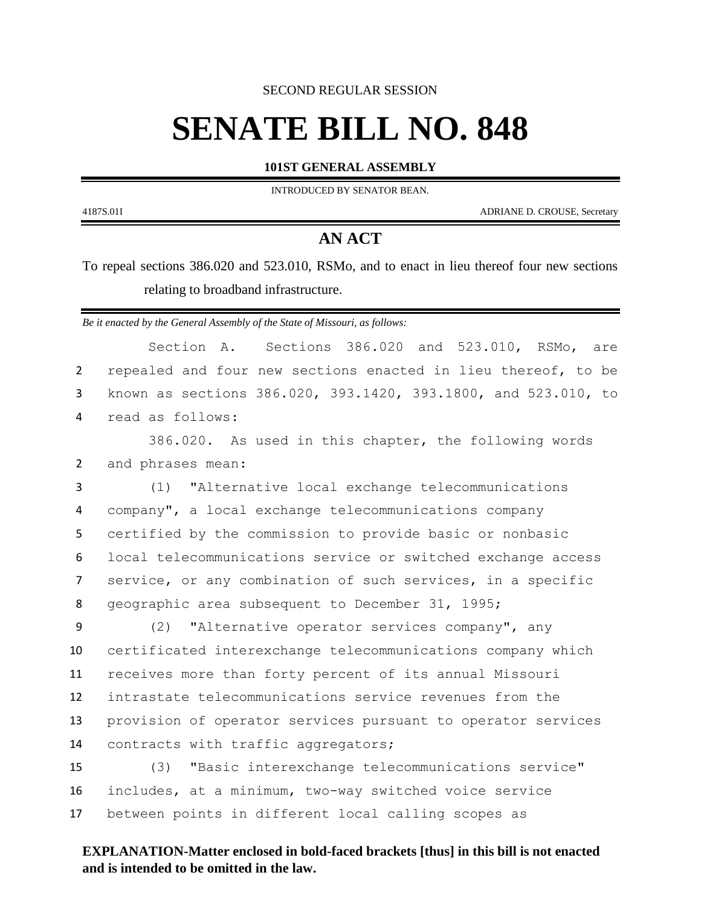SECOND REGULAR SESSION

# SENATE BILL NO. 848

**101ST GENERAL ASSEMBLY**

INTRODUCED BY SENATOR BEAN.

4187S.01I ADRIANE D. CROUSE, Secretary

## AN ACT

To repeal sections 386.020 and 523.010, RSMo, and to enact in lieu thereof four new sections relating to broadband infrastructure.

*Be it enacted by the General Assembly of the State of Missouri, as follows:*

Section A. Sections 386.020 and 523.010, RSMo, are repealed and four new sections enacted in lieu thereof, to be known as sections 386.020, 393.1420, 393.1800, and 523.010, to read as follows:

386.020. As used in this chapter, the following words and phrases mean:

(1) "Alternative local exchange telecommunications company", a local exchange telecommunications company certified by the commission to provide basic or nonbasic local telecommunications service or switched exchange access service, or any combination of such services, in a specific geographic area subsequent to December 31, 1995;

(2) "Alternative operator services company", any certificated interexchange telecommunications company which receives more than forty percent of its annual Missouri intrastate telecommunications service revenues from the provision of operator services pursuant to operator services contracts with traffic aggregators;

(3) "Basic interexchange telecommunications service" includes, at a minimum, two-way switched voice service between points in different local calling scopes as

**EXPLANATION-Matter enclosed in bold-faced brackets [thus] in this bill is not enacted and is intended to be omitted in the law.**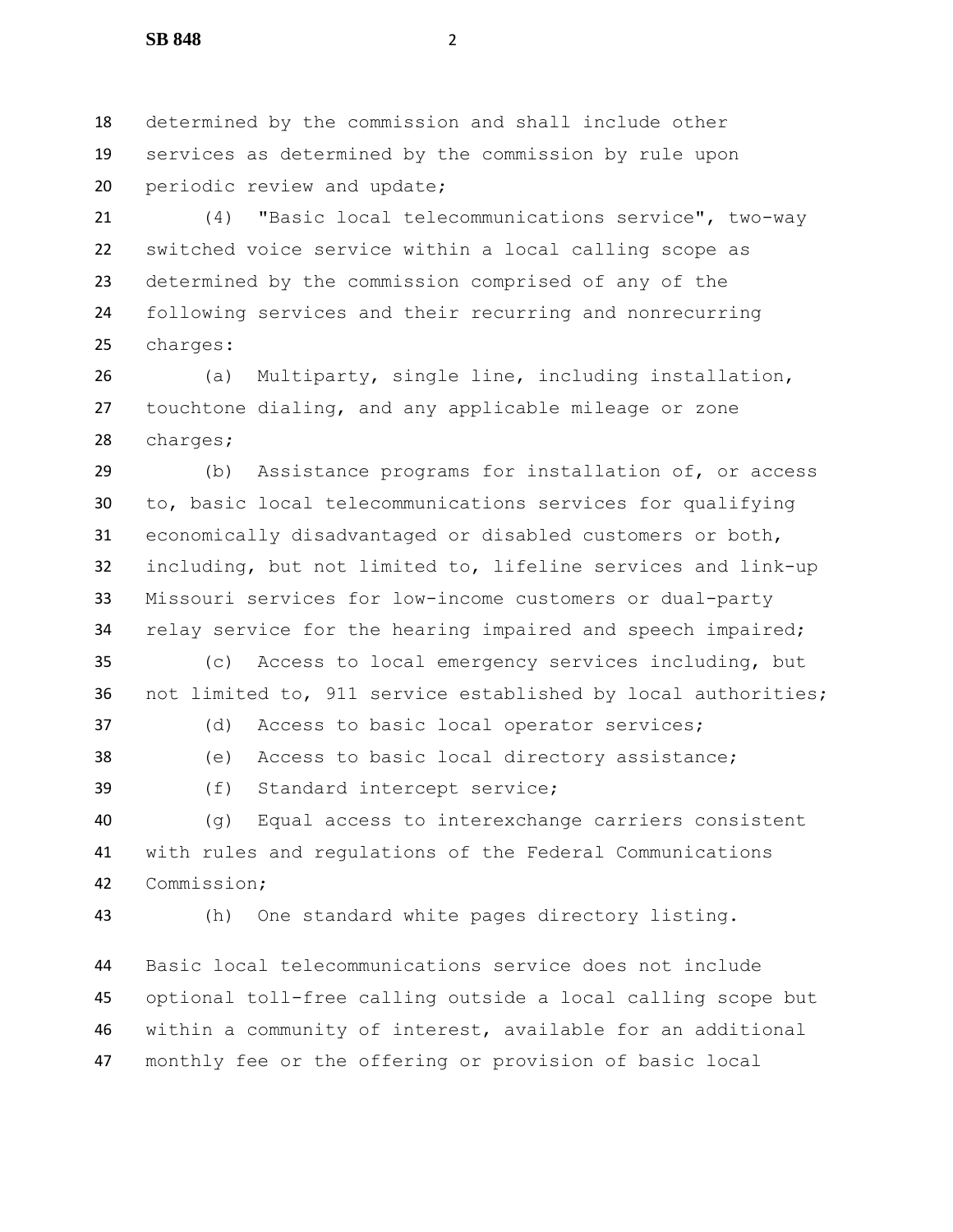determined by the commission and shall include other services as determined by the commission by rule upon periodic review and update;

(4) "Basic local telecommunications service", two-way switched voice service within a local calling scope as determined by the commission comprised of any of the following services and their recurring and nonrecurring charges:

(a) Multiparty, single line, including installation, touchtone dialing, and any applicable mileage or zone charges;

(b) Assistance programs for installation of, or access to, basic local telecommunications services for qualifying economically disadvantaged or disabled customers or both, including, but not limited to, lifeline services and link-up Missouri services for low-income customers or dual-party relay service for the hearing impaired and speech impaired;

(c) Access to local emergency services including, but not limited to, 911 service established by local authorities;

(d) Access to basic local operator services;

(e) Access to basic local directory assistance;

(f) Standard intercept service;

(g) Equal access to interexchange carriers consistent with rules and regulations of the Federal Communications Commission;

(h) One standard white pages directory listing.

Basic local telecommunications service does not include optional toll-free calling outside a local calling scope but within a community of interest, available for an additional monthly fee or the offering or provision of basic local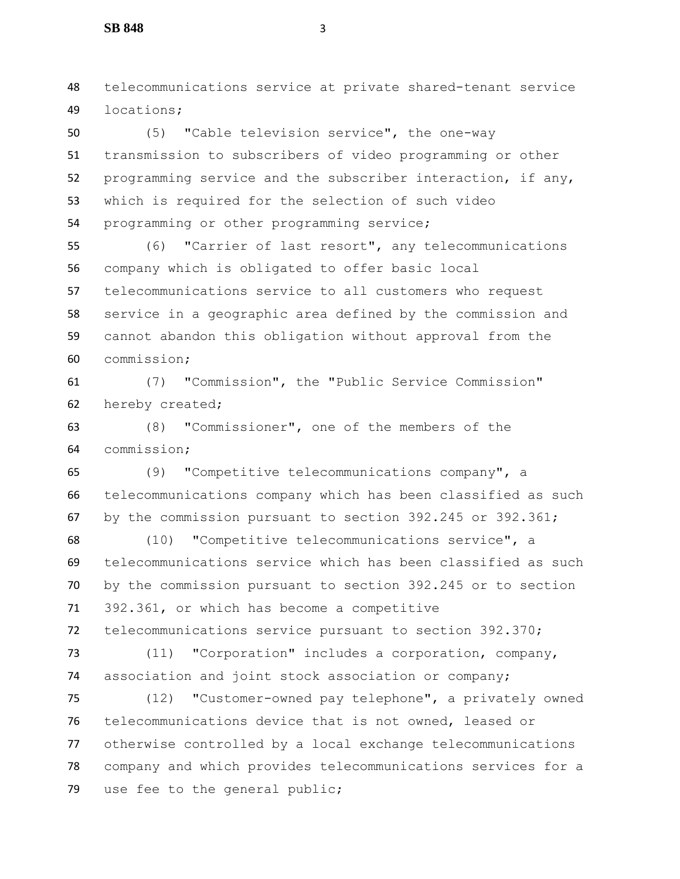telecommunications service at private shared-tenant service locations;

(5) "Cable television service", the one-way transmission to subscribers of video programming or other programming service and the subscriber interaction, if any, which is required for the selection of such video programming or other programming service;

(6) "Carrier of last resort", any telecommunications company which is obligated to offer basic local telecommunications service to all customers who request service in a geographic area defined by the commission and cannot abandon this obligation without approval from the commission;

(7) "Commission", the "Public Service Commission" hereby created;

(8) "Commissioner", one of the members of the commission;

(9) "Competitive telecommunications company", a telecommunications company which has been classified as such by the commission pursuant to section 392.245 or 392.361;

(10) "Competitive telecommunications service", a telecommunications service which has been classified as such by the commission pursuant to section 392.245 or to section 392.361, or which has become a competitive telecommunications service pursuant to section 392.370;

(11) "Corporation" includes a corporation, company, association and joint stock association or company;

(12) "Customer-owned pay telephone", a privately owned telecommunications device that is not owned, leased or otherwise controlled by a local exchange telecommunications company and which provides telecommunications services for a use fee to the general public;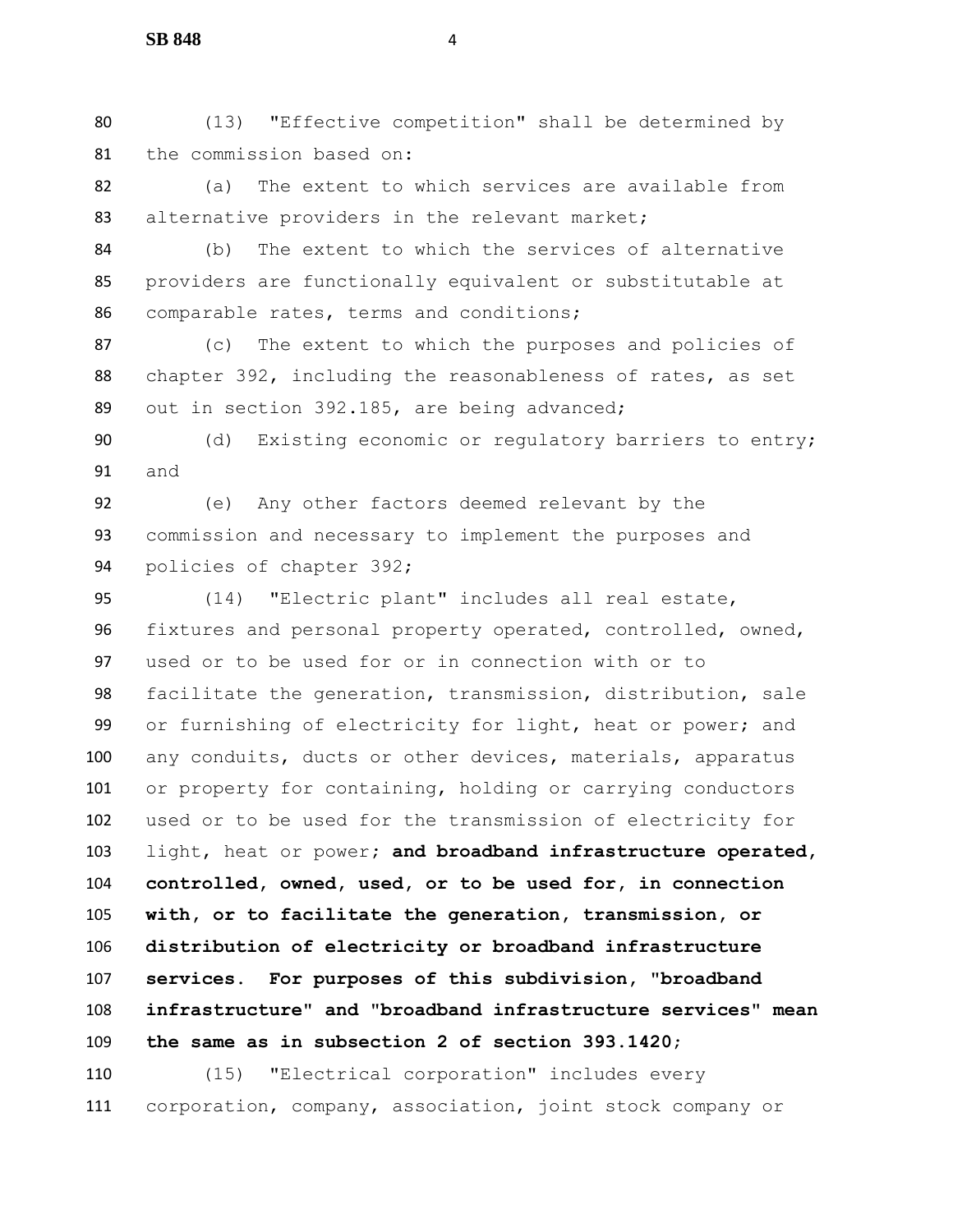(13) "Effective competition" shall be determined by the commission based on:

(a) The extent to which services are available from alternative providers in the relevant market;

(b) The extent to which the services of alternative providers are functionally equivalent or substitutable at comparable rates, terms and conditions;

(c) The extent to which the purposes and policies of chapter 392, including the reasonableness of rates, as set out in section 392.185, are being advanced;

(d) Existing economic or regulatory barriers to entry; and

(e) Any other factors deemed relevant by the commission and necessary to implement the purposes and policies of chapter 392;

(14) "Electric plant" includes all real estate, fixtures and personal property operated, controlled, owned, used or to be used for or in connection with or to facilitate the generation, transmission, distribution, sale or furnishing of electricity for light, heat or power; and any conduits, ducts or other devices, materials, apparatus or property for containing, holding or carrying conductors used or to be used for the transmission of electricity for light, heat or power; **and broadband infrastructure operated, controlled, owned, used, or to be used for, in connection with, or to facilitate the generation, transmission, or distribution of electricity or broadband infrastructure services. For purposes of this subdivision, "broadband infrastructure" and "broadband infrastructure services" mean the same as in subsection 2 of section 393.1420;**

(15) "Electrical corporation" includes every corporation, company, association, joint stock company or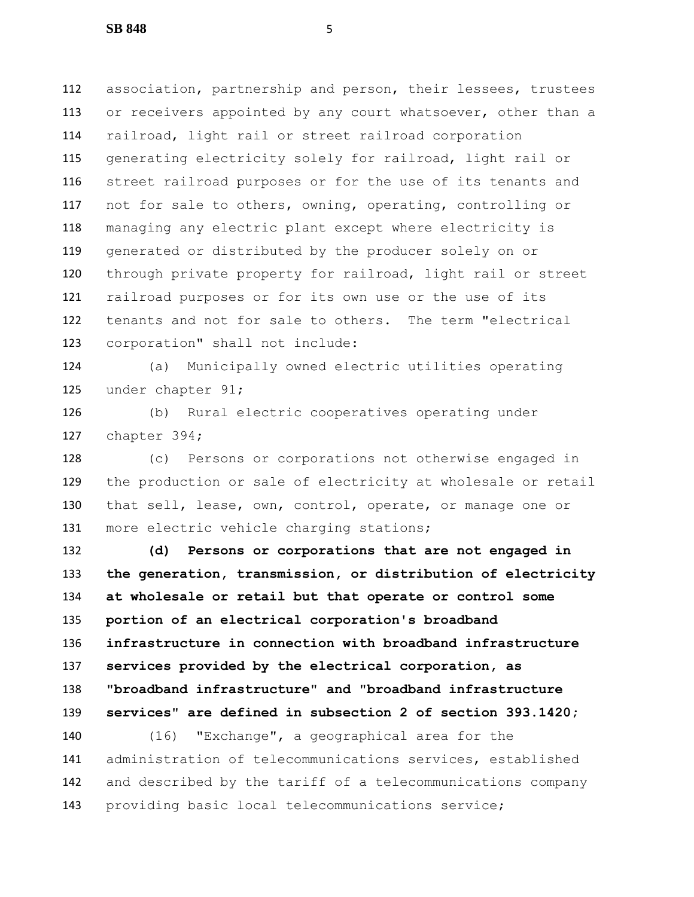association, partnership and person, their lessees, trustees or receivers appointed by any court whatsoever, other than a railroad, light rail or street railroad corporation generating electricity solely for railroad, light rail or street railroad purposes or for the use of its tenants and not for sale to others, owning, operating, controlling or managing any electric plant except where electricity is generated or distributed by the producer solely on or through private property for railroad, light rail or street railroad purposes or for its own use or the use of its tenants and not for sale to others. The term "electrical corporation" shall not include:

(a) Municipally owned electric utilities operating under chapter 91;

(b) Rural electric cooperatives operating under chapter 394;

(c) Persons or corporations not otherwise engaged in the production or sale of electricity at wholesale or retail that sell, lease, own, control, operate, or manage one or more electric vehicle charging stations;

**(d) Persons or corporations that are not engaged in the generation, transmission, or distribution of electricity at wholesale or retail but that operate or control some portion of an electrical corporation's broadband infrastructure in connection with broadband infrastructure services provided by the electrical corporation, as "broadband infrastructure" and "broadband infrastructure services" are defined in subsection 2 of section 393.1420;**

(16) "Exchange", a geographical area for the administration of telecommunications services, established and described by the tariff of a telecommunications company providing basic local telecommunications service;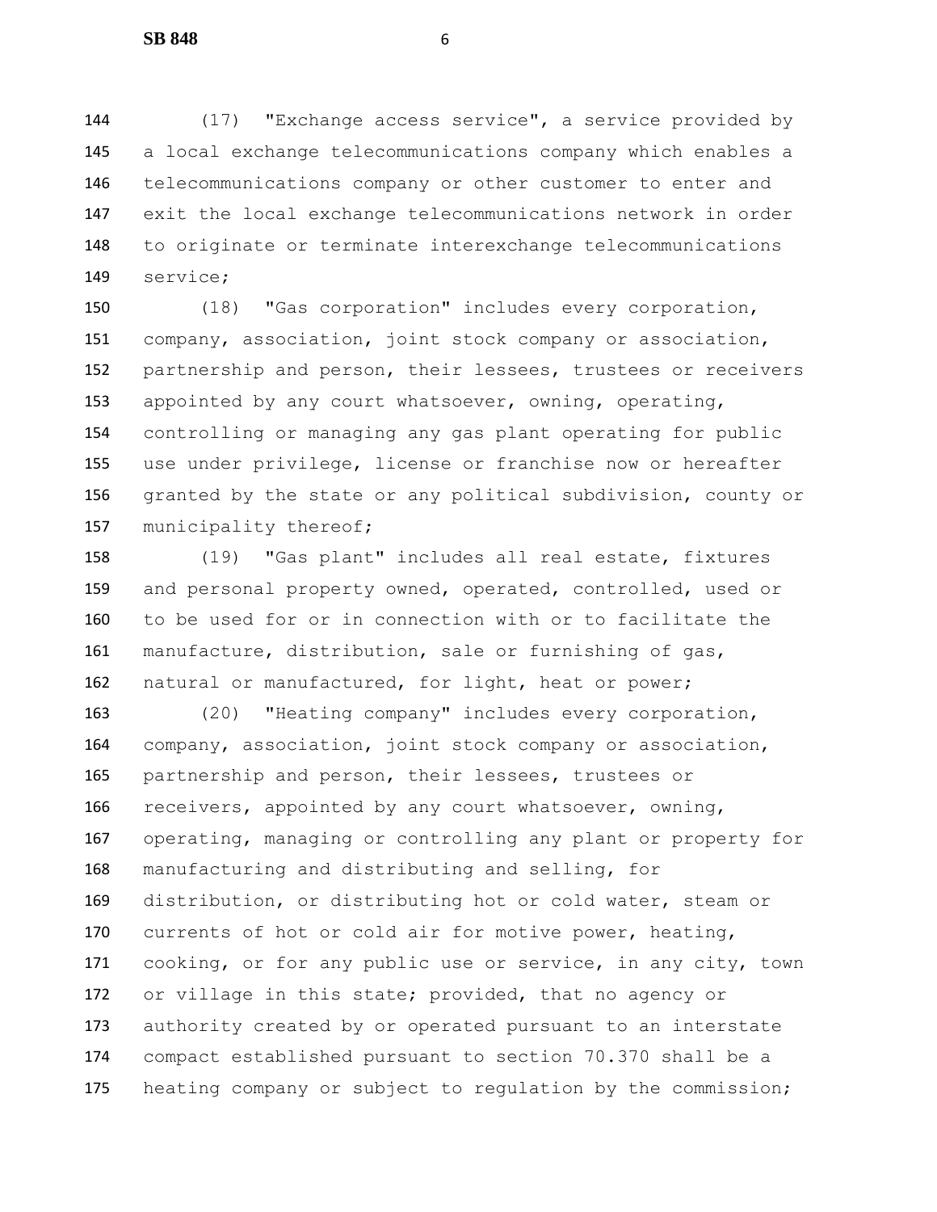(17) "Exchange access service", a service provided by a local exchange telecommunications company which enables a telecommunications company or other customer to enter and exit the local exchange telecommunications network in order to originate or terminate interexchange telecommunications service;

(18) "Gas corporation" includes every corporation, company, association, joint stock company or association, partnership and person, their lessees, trustees or receivers appointed by any court whatsoever, owning, operating, controlling or managing any gas plant operating for public use under privilege, license or franchise now or hereafter granted by the state or any political subdivision, county or municipality thereof;

(19) "Gas plant" includes all real estate, fixtures and personal property owned, operated, controlled, used or to be used for or in connection with or to facilitate the manufacture, distribution, sale or furnishing of gas, natural or manufactured, for light, heat or power;

(20) "Heating company" includes every corporation, company, association, joint stock company or association, partnership and person, their lessees, trustees or receivers, appointed by any court whatsoever, owning, operating, managing or controlling any plant or property for manufacturing and distributing and selling, for distribution, or distributing hot or cold water, steam or currents of hot or cold air for motive power, heating, cooking, or for any public use or service, in any city, town or village in this state; provided, that no agency or authority created by or operated pursuant to an interstate compact established pursuant to section 70.370 shall be a heating company or subject to regulation by the commission;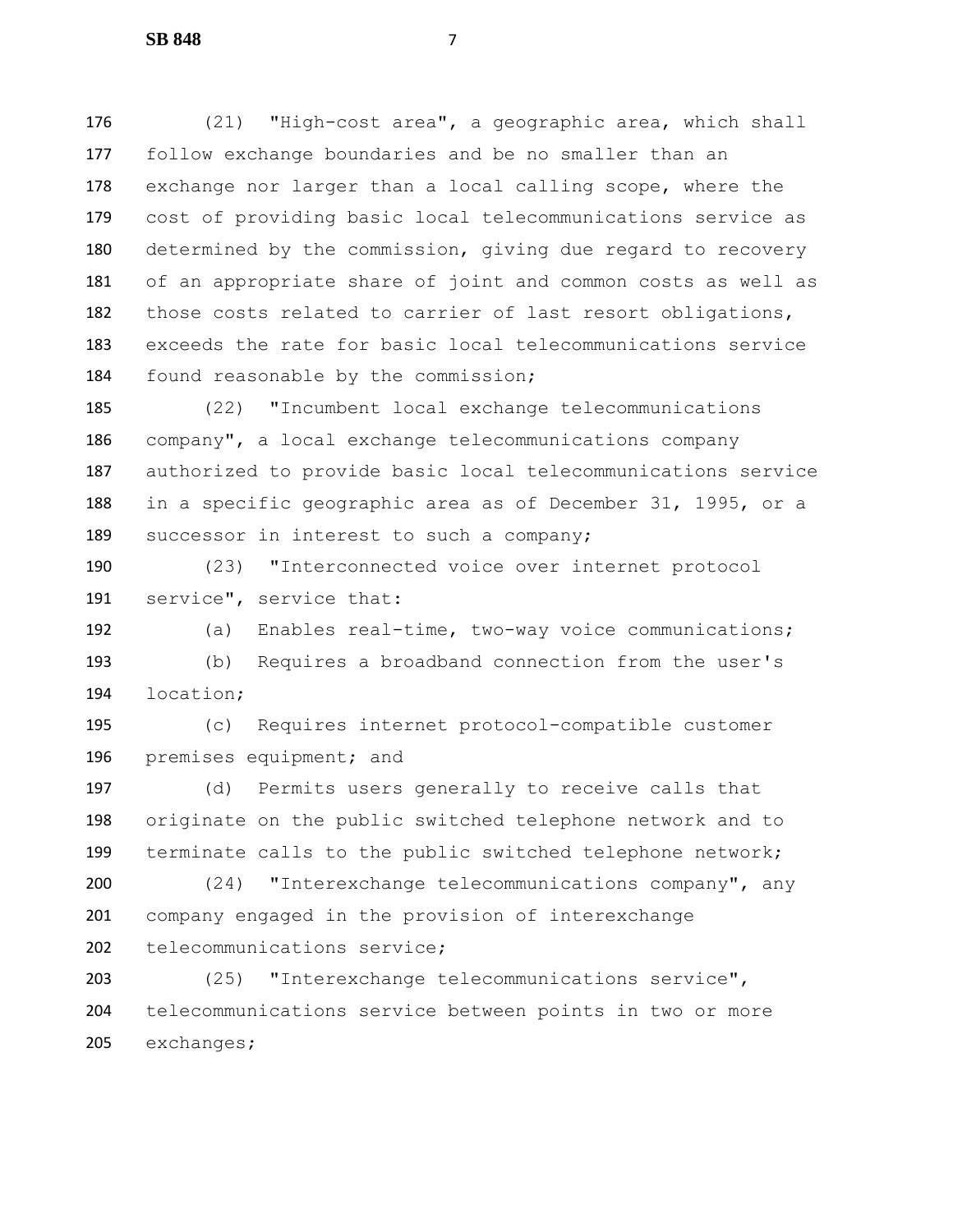(21) "High-cost area", a geographic area, which shall follow exchange boundaries and be no smaller than an exchange nor larger than a local calling scope, where the cost of providing basic local telecommunications service as determined by the commission, giving due regard to recovery of an appropriate share of joint and common costs as well as those costs related to carrier of last resort obligations, exceeds the rate for basic local telecommunications service found reasonable by the commission;

(22) "Incumbent local exchange telecommunications company", a local exchange telecommunications company authorized to provide basic local telecommunications service in a specific geographic area as of December 31, 1995, or a successor in interest to such a company;

(23) "Interconnected voice over internet protocol service", service that:

(a) Enables real-time, two-way voice communications;

(b) Requires a broadband connection from the user's location;

(c) Requires internet protocol-compatible customer premises equipment; and

(d) Permits users generally to receive calls that originate on the public switched telephone network and to terminate calls to the public switched telephone network;

(24) "Interexchange telecommunications company", any company engaged in the provision of interexchange telecommunications service;

(25) "Interexchange telecommunications service", telecommunications service between points in two or more exchanges;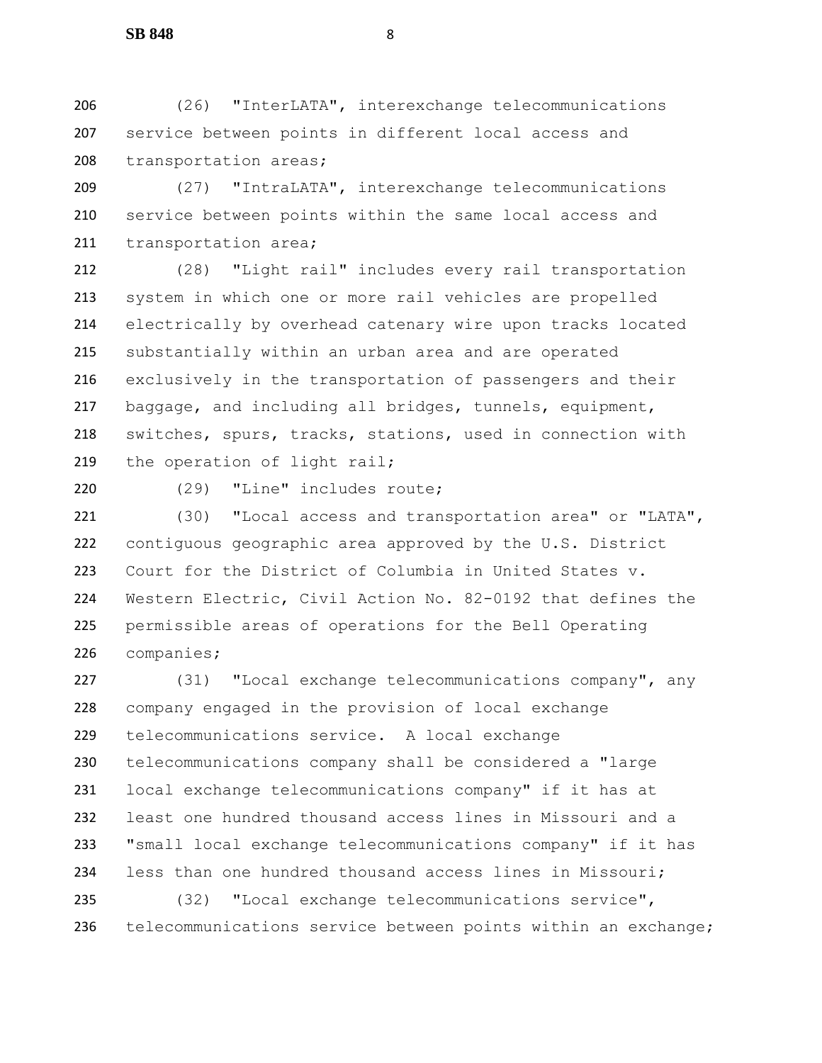(26) "InterLATA", interexchange telecommunications service between points in different local access and transportation areas;

(27) "IntraLATA", interexchange telecommunications service between points within the same local access and transportation area;

(28) "Light rail" includes every rail transportation system in which one or more rail vehicles are propelled electrically by overhead catenary wire upon tracks located substantially within an urban area and are operated exclusively in the transportation of passengers and their baggage, and including all bridges, tunnels, equipment, switches, spurs, tracks, stations, used in connection with the operation of light rail;

(29) "Line" includes route;

(30) "Local access and transportation area" or "LATA", contiguous geographic area approved by the U.S. District Court for the District of Columbia in United States v. Western Electric, Civil Action No. 82-0192 that defines the permissible areas of operations for the Bell Operating companies;

(31) "Local exchange telecommunications company", any company engaged in the provision of local exchange telecommunications service. A local exchange telecommunications company shall be considered a "large local exchange telecommunications company" if it has at least one hundred thousand access lines in Missouri and a "small local exchange telecommunications company" if it has less than one hundred thousand access lines in Missouri;

(32) "Local exchange telecommunications service", telecommunications service between points within an exchange;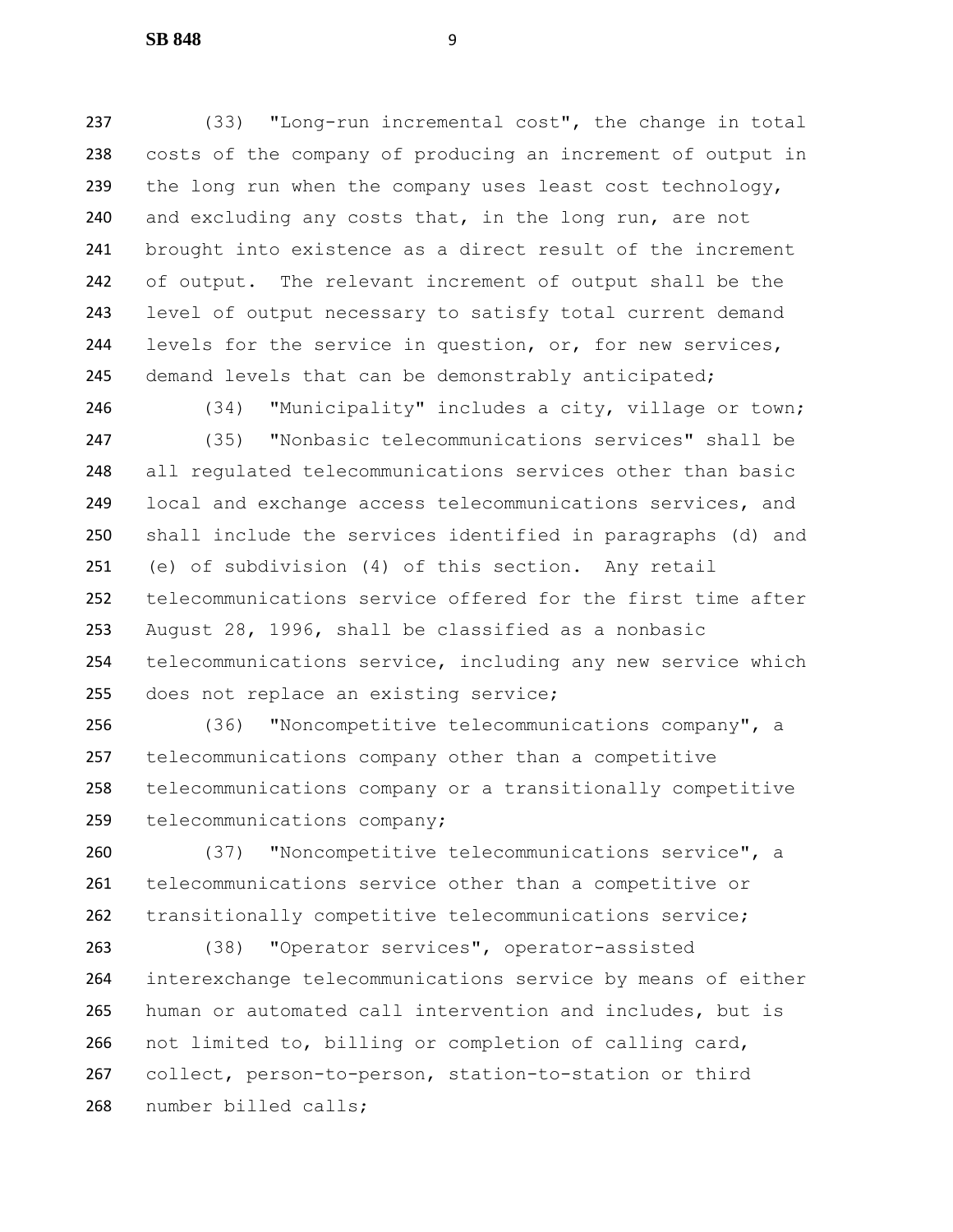(33) "Long-run incremental cost", the change in total costs of the company of producing an increment of output in the long run when the company uses least cost technology, and excluding any costs that, in the long run, are not brought into existence as a direct result of the increment of output. The relevant increment of output shall be the level of output necessary to satisfy total current demand levels for the service in question, or, for new services, demand levels that can be demonstrably anticipated;

(34) "Municipality" includes a city, village or town;

(35) "Nonbasic telecommunications services" shall be all regulated telecommunications services other than basic local and exchange access telecommunications services, and shall include the services identified in paragraphs (d) and (e) of subdivision (4) of this section. Any retail telecommunications service offered for the first time after August 28, 1996, shall be classified as a nonbasic telecommunications service, including any new service which does not replace an existing service;

(36) "Noncompetitive telecommunications company", a telecommunications company other than a competitive telecommunications company or a transitionally competitive telecommunications company;

(37) "Noncompetitive telecommunications service", a telecommunications service other than a competitive or transitionally competitive telecommunications service;

(38) "Operator services", operator-assisted interexchange telecommunications service by means of either human or automated call intervention and includes, but is not limited to, billing or completion of calling card, collect, person-to-person, station-to-station or third number billed calls;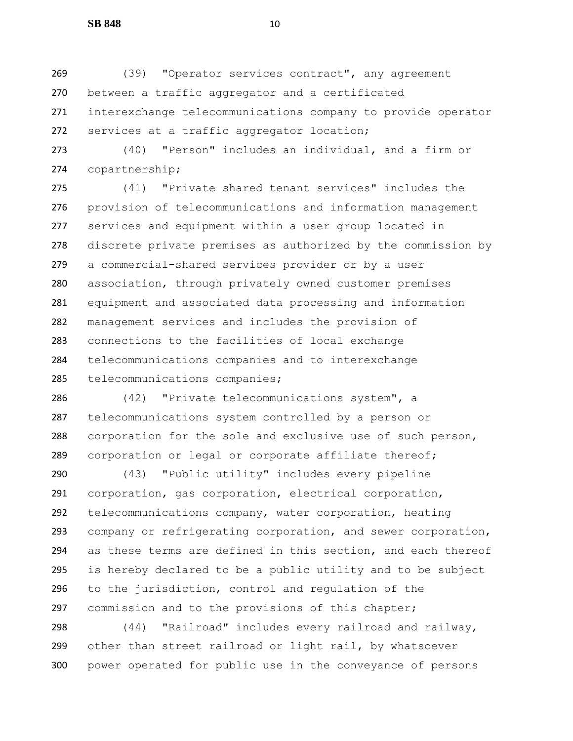(39) "Operator services contract", any agreement between a traffic aggregator and a certificated interexchange telecommunications company to provide operator services at a traffic aggregator location;

(40) "Person" includes an individual, and a firm or copartnership;

(41) "Private shared tenant services" includes the provision of telecommunications and information management services and equipment within a user group located in discrete private premises as authorized by the commission by a commercial-shared services provider or by a user association, through privately owned customer premises equipment and associated data processing and information management services and includes the provision of connections to the facilities of local exchange telecommunications companies and to interexchange telecommunications companies;

(42) "Private telecommunications system", a telecommunications system controlled by a person or corporation for the sole and exclusive use of such person, corporation or legal or corporate affiliate thereof;

(43) "Public utility" includes every pipeline corporation, gas corporation, electrical corporation, telecommunications company, water corporation, heating company or refrigerating corporation, and sewer corporation, as these terms are defined in this section, and each thereof is hereby declared to be a public utility and to be subject to the jurisdiction, control and regulation of the commission and to the provisions of this chapter;

(44) "Railroad" includes every railroad and railway, other than street railroad or light rail, by whatsoever power operated for public use in the conveyance of persons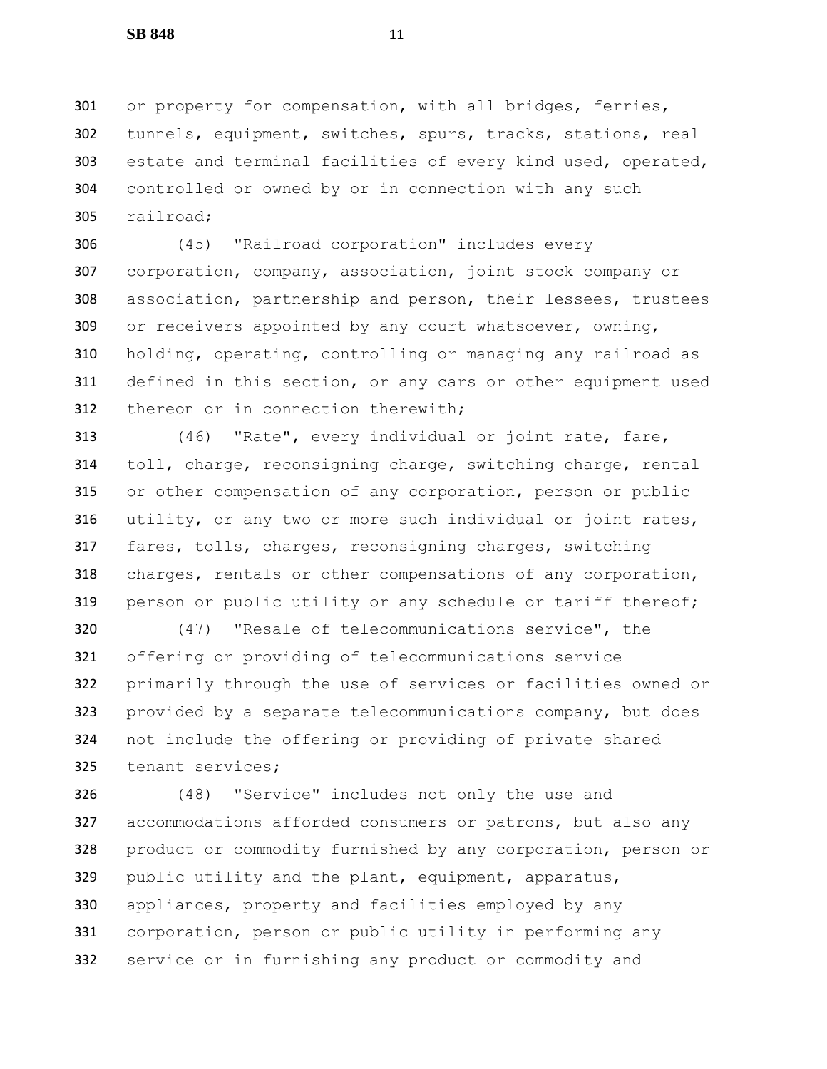or property for compensation, with all bridges, ferries, tunnels, equipment, switches, spurs, tracks, stations, real estate and terminal facilities of every kind used, operated, controlled or owned by or in connection with any such railroad;

(45) "Railroad corporation" includes every corporation, company, association, joint stock company or association, partnership and person, their lessees, trustees or receivers appointed by any court whatsoever, owning, holding, operating, controlling or managing any railroad as defined in this section, or any cars or other equipment used thereon or in connection therewith;

(46) "Rate", every individual or joint rate, fare, toll, charge, reconsigning charge, switching charge, rental or other compensation of any corporation, person or public utility, or any two or more such individual or joint rates, fares, tolls, charges, reconsigning charges, switching charges, rentals or other compensations of any corporation, person or public utility or any schedule or tariff thereof;

(47) "Resale of telecommunications service", the offering or providing of telecommunications service primarily through the use of services or facilities owned or provided by a separate telecommunications company, but does not include the offering or providing of private shared tenant services;

(48) "Service" includes not only the use and accommodations afforded consumers or patrons, but also any product or commodity furnished by any corporation, person or public utility and the plant, equipment, apparatus, appliances, property and facilities employed by any corporation, person or public utility in performing any service or in furnishing any product or commodity and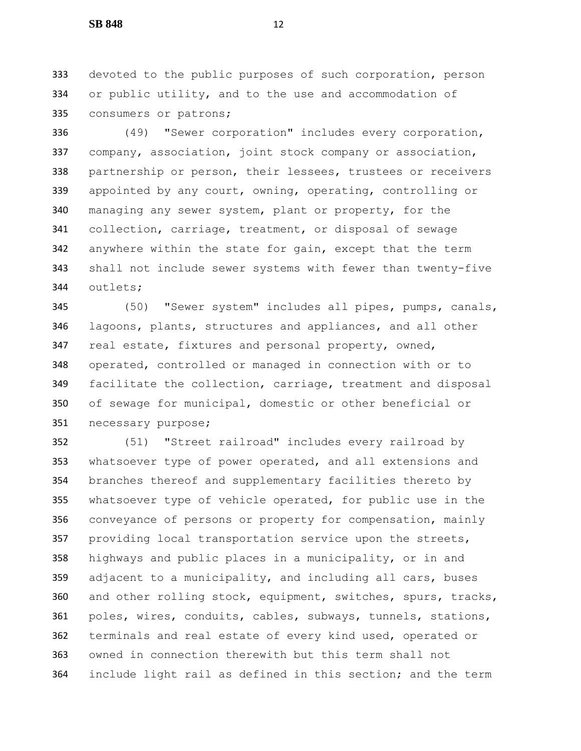devoted to the public purposes of such corporation, person or public utility, and to the use and accommodation of consumers or patrons;

(49) "Sewer corporation" includes every corporation, company, association, joint stock company or association, partnership or person, their lessees, trustees or receivers appointed by any court, owning, operating, controlling or managing any sewer system, plant or property, for the collection, carriage, treatment, or disposal of sewage anywhere within the state for gain, except that the term shall not include sewer systems with fewer than twenty-five outlets;

(50) "Sewer system" includes all pipes, pumps, canals, lagoons, plants, structures and appliances, and all other real estate, fixtures and personal property, owned, operated, controlled or managed in connection with or to facilitate the collection, carriage, treatment and disposal of sewage for municipal, domestic or other beneficial or necessary purpose;

(51) "Street railroad" includes every railroad by whatsoever type of power operated, and all extensions and branches thereof and supplementary facilities thereto by whatsoever type of vehicle operated, for public use in the conveyance of persons or property for compensation, mainly providing local transportation service upon the streets, highways and public places in a municipality, or in and adjacent to a municipality, and including all cars, buses and other rolling stock, equipment, switches, spurs, tracks, poles, wires, conduits, cables, subways, tunnels, stations, terminals and real estate of every kind used, operated or owned in connection therewith but this term shall not include light rail as defined in this section; and the term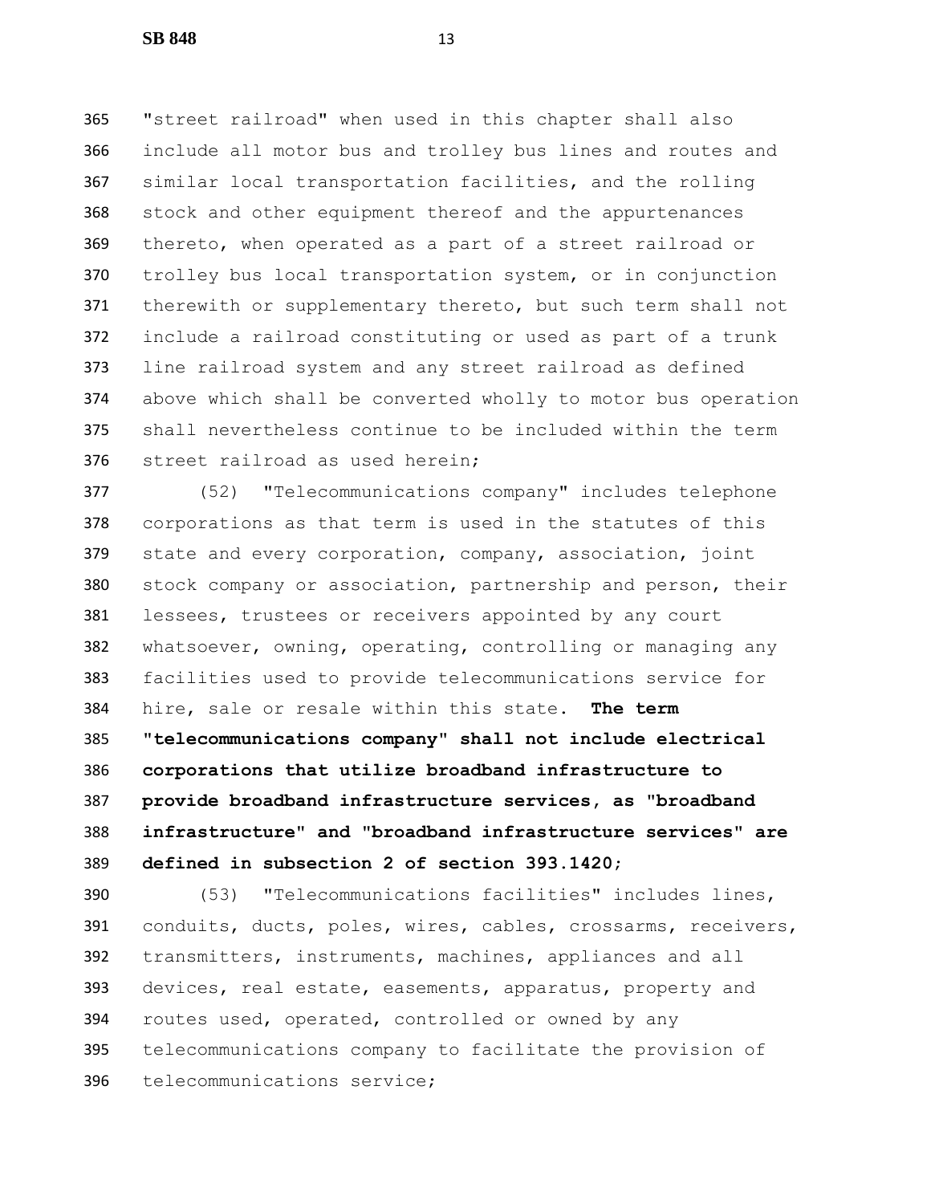"street railroad" when used in this chapter shall also include all motor bus and trolley bus lines and routes and similar local transportation facilities, and the rolling stock and other equipment thereof and the appurtenances thereto, when operated as a part of a street railroad or trolley bus local transportation system, or in conjunction therewith or supplementary thereto, but such term shall not include a railroad constituting or used as part of a trunk line railroad system and any street railroad as defined above which shall be converted wholly to motor bus operation shall nevertheless continue to be included within the term street railroad as used herein;

(52) "Telecommunications company" includes telephone corporations as that term is used in the statutes of this state and every corporation, company, association, joint stock company or association, partnership and person, their lessees, trustees or receivers appointed by any court whatsoever, owning, operating, controlling or managing any facilities used to provide telecommunications service for hire, sale or resale within this state. **The term "telecommunications company" shall not include electrical corporations that utilize broadband infrastructure to provide broadband infrastructure services, as "broadband infrastructure" and "broadband infrastructure services" are defined in subsection 2 of section 393.1420;**

(53) "Telecommunications facilities" includes lines, conduits, ducts, poles, wires, cables, crossarms, receivers, transmitters, instruments, machines, appliances and all devices, real estate, easements, apparatus, property and routes used, operated, controlled or owned by any telecommunications company to facilitate the provision of telecommunications service;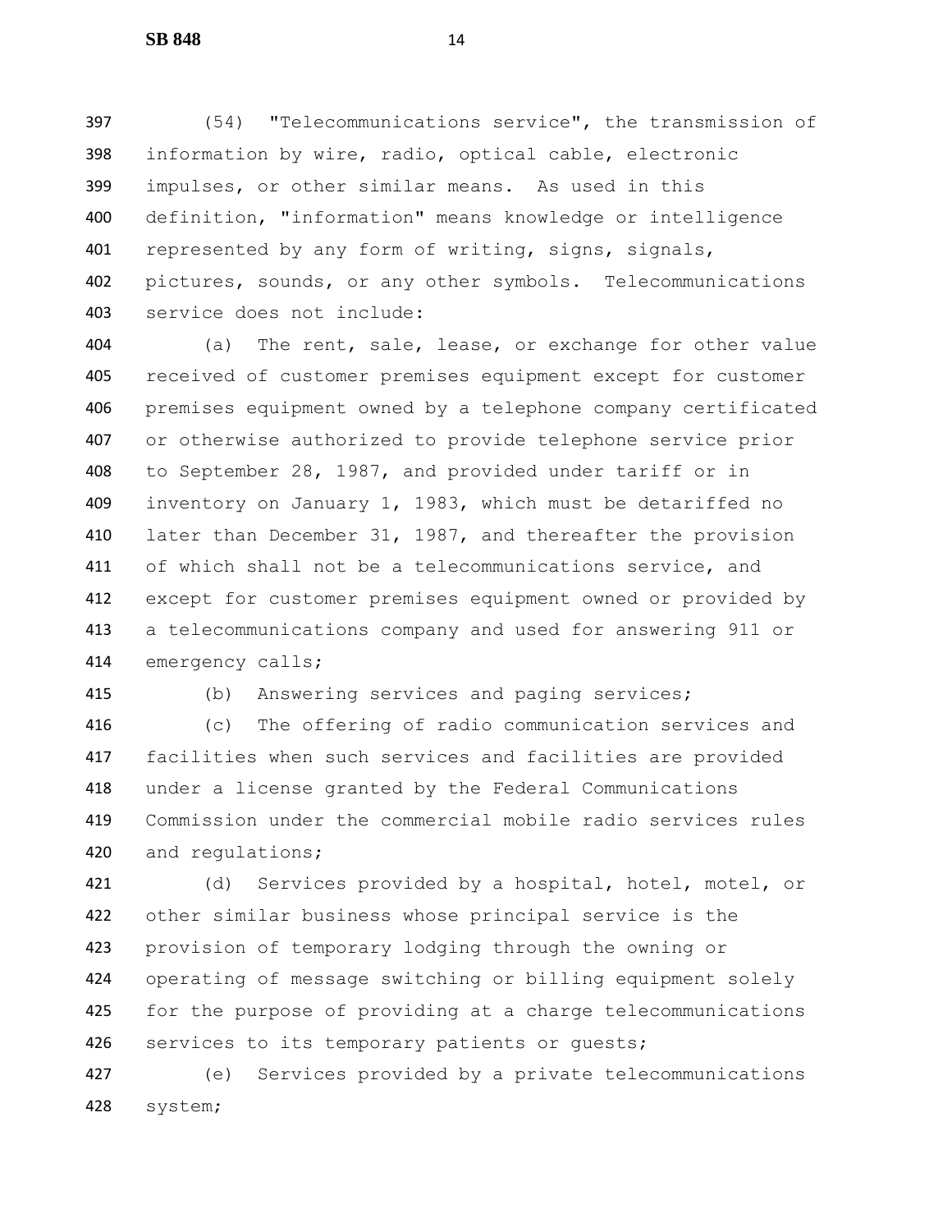(54) "Telecommunications service", the transmission of information by wire, radio, optical cable, electronic impulses, or other similar means. As used in this definition, "information" means knowledge or intelligence represented by any form of writing, signs, signals, pictures, sounds, or any other symbols. Telecommunications service does not include:

(a) The rent, sale, lease, or exchange for other value received of customer premises equipment except for customer premises equipment owned by a telephone company certificated or otherwise authorized to provide telephone service prior to September 28, 1987, and provided under tariff or in inventory on January 1, 1983, which must be detariffed no later than December 31, 1987, and thereafter the provision of which shall not be a telecommunications service, and except for customer premises equipment owned or provided by a telecommunications company and used for answering 911 or emergency calls;

(b) Answering services and paging services;

(c) The offering of radio communication services and facilities when such services and facilities are provided under a license granted by the Federal Communications Commission under the commercial mobile radio services rules and regulations;

(d) Services provided by a hospital, hotel, motel, or other similar business whose principal service is the provision of temporary lodging through the owning or operating of message switching or billing equipment solely for the purpose of providing at a charge telecommunications services to its temporary patients or guests;

(e) Services provided by a private telecommunications system;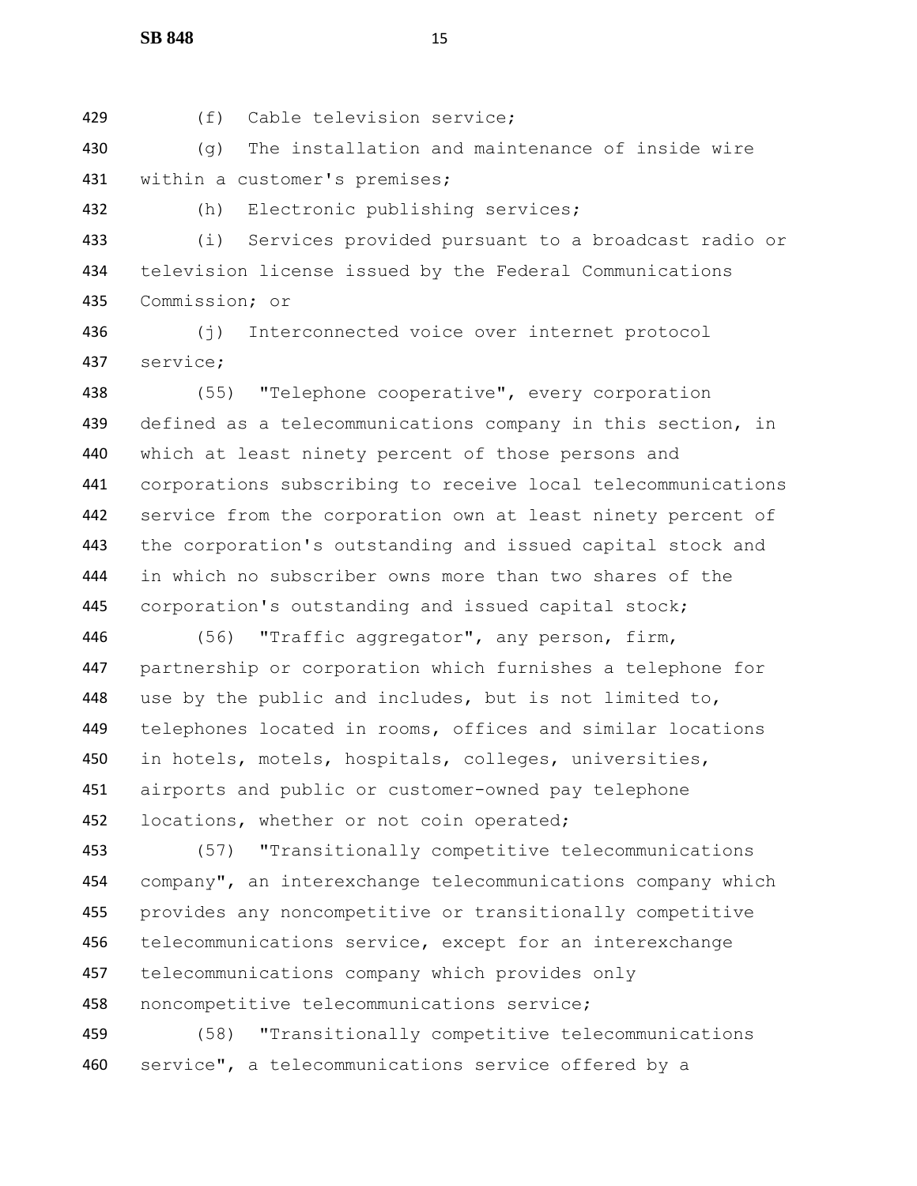(f) Cable television service;

(g) The installation and maintenance of inside wire within a customer's premises;

(h) Electronic publishing services;

(i) Services provided pursuant to a broadcast radio or television license issued by the Federal Communications Commission; or

(j) Interconnected voice over internet protocol service;

(55) "Telephone cooperative", every corporation defined as a telecommunications company in this section, in which at least ninety percent of those persons and corporations subscribing to receive local telecommunications service from the corporation own at least ninety percent of the corporation's outstanding and issued capital stock and in which no subscriber owns more than two shares of the corporation's outstanding and issued capital stock;

(56) "Traffic aggregator", any person, firm, partnership or corporation which furnishes a telephone for use by the public and includes, but is not limited to, telephones located in rooms, offices and similar locations in hotels, motels, hospitals, colleges, universities, airports and public or customer-owned pay telephone locations, whether or not coin operated;

(57) "Transitionally competitive telecommunications company", an interexchange telecommunications company which provides any noncompetitive or transitionally competitive telecommunications service, except for an interexchange telecommunications company which provides only noncompetitive telecommunications service;

(58) "Transitionally competitive telecommunications service", a telecommunications service offered by a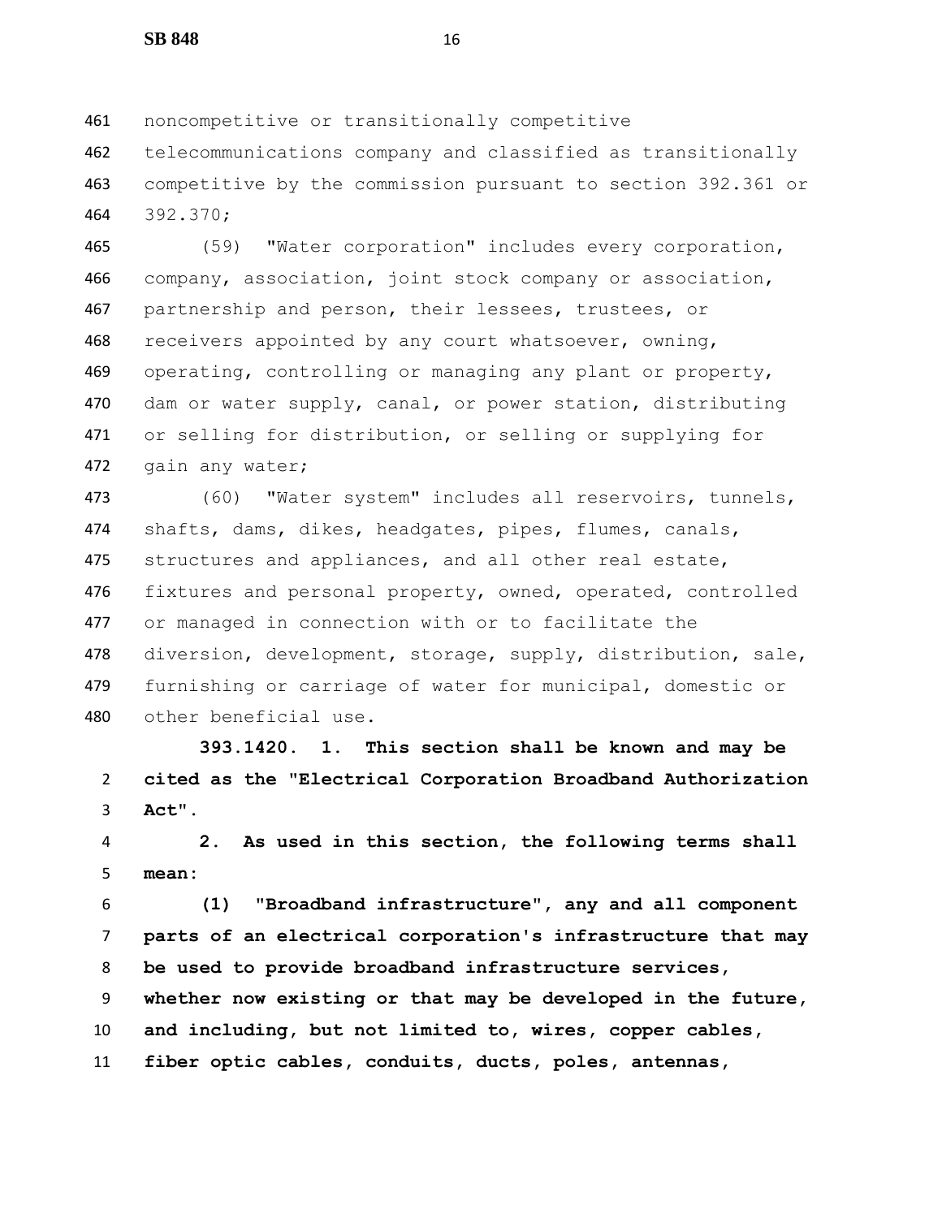noncompetitive or transitionally competitive telecommunications company and classified as transitionally competitive by the commission pursuant to section 392.361 or 392.370;

(59) "Water corporation" includes every corporation, company, association, joint stock company or association, partnership and person, their lessees, trustees, or receivers appointed by any court whatsoever, owning, operating, controlling or managing any plant or property, dam or water supply, canal, or power station, distributing or selling for distribution, or selling or supplying for gain any water;

(60) "Water system" includes all reservoirs, tunnels, shafts, dams, dikes, headgates, pipes, flumes, canals, structures and appliances, and all other real estate, fixtures and personal property, owned, operated, controlled or managed in connection with or to facilitate the diversion, development, storage, supply, distribution, sale, furnishing or carriage of water for municipal, domestic or other beneficial use.

**393.1420. 1. This section shall be known and may be cited as the "Electrical Corporation Broadband Authorization Act".**

**2. As used in this section, the following terms shall mean:**

**(1) "Broadband infrastructure", any and all component parts of an electrical corporation's infrastructure that may be used to provide broadband infrastructure services, whether now existing or that may be developed in the future, and including, but not limited to, wires, copper cables, fiber optic cables, conduits, ducts, poles, antennas,**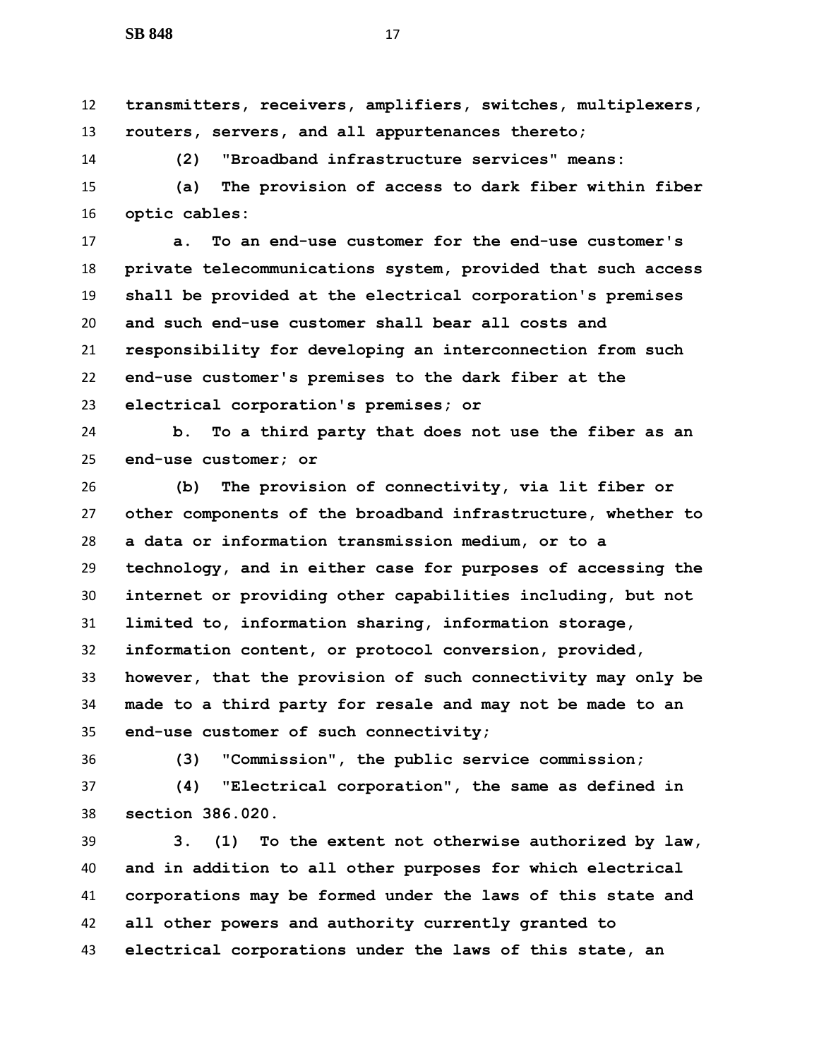**transmitters, receivers, amplifiers, switches, multiplexers, routers, servers, and all appurtenances thereto;**

**(2) "Broadband infrastructure services" means:**

**(a) The provision of access to dark fiber within fiber optic cables:**

**a. To an end-use customer for the end-use customer's private telecommunications system, provided that such access shall be provided at the electrical corporation's premises and such end-use customer shall bear all costs and responsibility for developing an interconnection from such end-use customer's premises to the dark fiber at the electrical corporation's premises; or**

**b. To a third party that does not use the fiber as an end-use customer; or**

**(b) The provision of connectivity, via lit fiber or other components of the broadband infrastructure, whether to a data or information transmission medium, or to a technology, and in either case for purposes of accessing the internet or providing other capabilities including, but not limited to, information sharing, information storage, information content, or protocol conversion, provided, however, that the provision of such connectivity may only be made to a third party for resale and may not be made to an end-use customer of such connectivity;**

**(3) "Commission", the public service commission;**

**(4) "Electrical corporation", the same as defined in section 386.020.**

**3. (1) To the extent not otherwise authorized by law, and in addition to all other purposes for which electrical corporations may be formed under the laws of this state and all other powers and authority currently granted to electrical corporations under the laws of this state, an**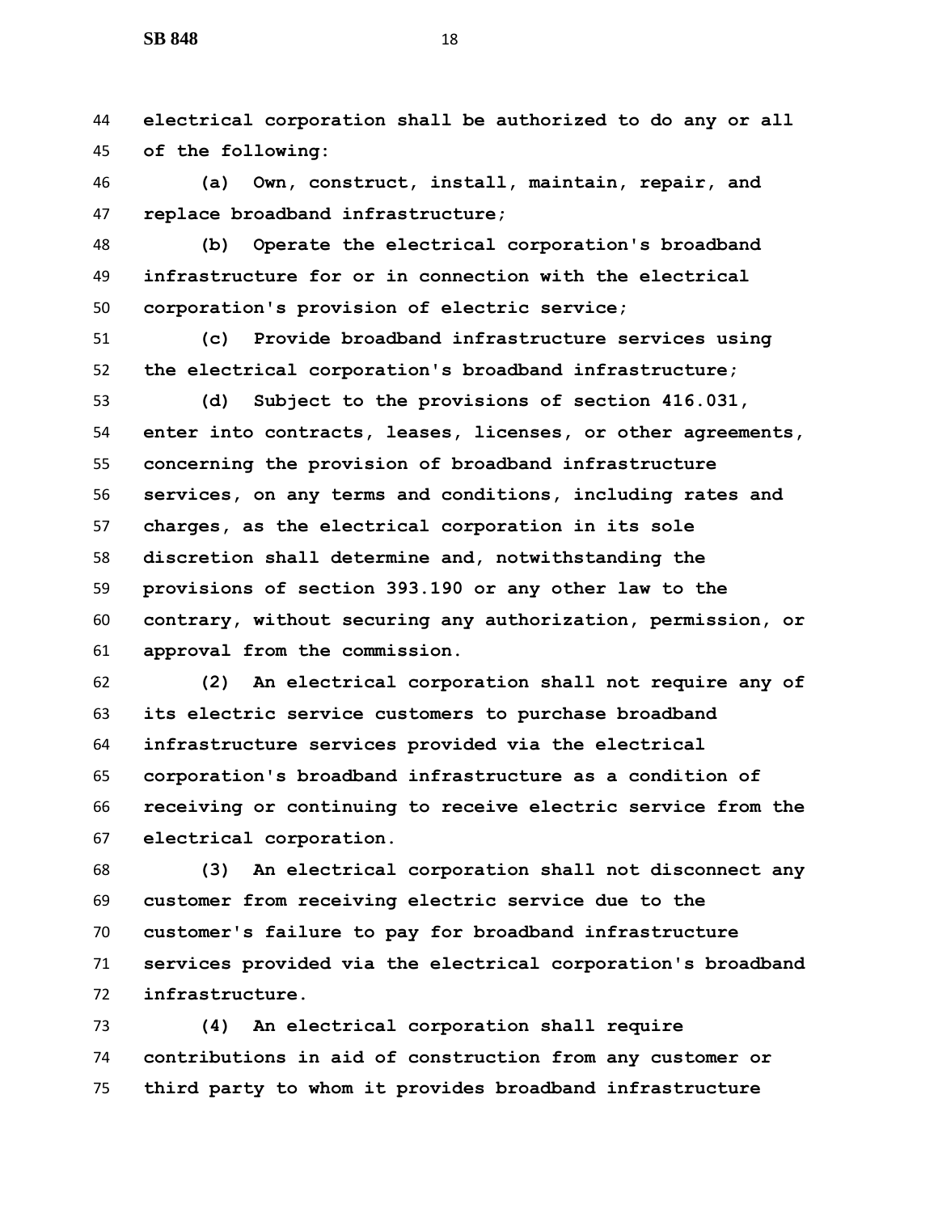**electrical corporation shall be authorized to do any or all of the following:**

**(a) Own, construct, install, maintain, repair, and replace broadband infrastructure;**

**(b) Operate the electrical corporation's broadband infrastructure for or in connection with the electrical corporation's provision of electric service;**

**(c) Provide broadband infrastructure services using the electrical corporation's broadband infrastructure;**

**(d) Subject to the provisions of section 416.031, enter into contracts, leases, licenses, or other agreements, concerning the provision of broadband infrastructure services, on any terms and conditions, including rates and charges, as the electrical corporation in its sole discretion shall determine and, notwithstanding the provisions of section 393.190 or any other law to the contrary, without securing any authorization, permission, or approval from the commission.**

**(2) An electrical corporation shall not require any of its electric service customers to purchase broadband infrastructure services provided via the electrical corporation's broadband infrastructure as a condition of receiving or continuing to receive electric service from the electrical corporation.**

**(3) An electrical corporation shall not disconnect any customer from receiving electric service due to the customer's failure to pay for broadband infrastructure services provided via the electrical corporation's broadband infrastructure.**

**(4) An electrical corporation shall require contributions in aid of construction from any customer or third party to whom it provides broadband infrastructure**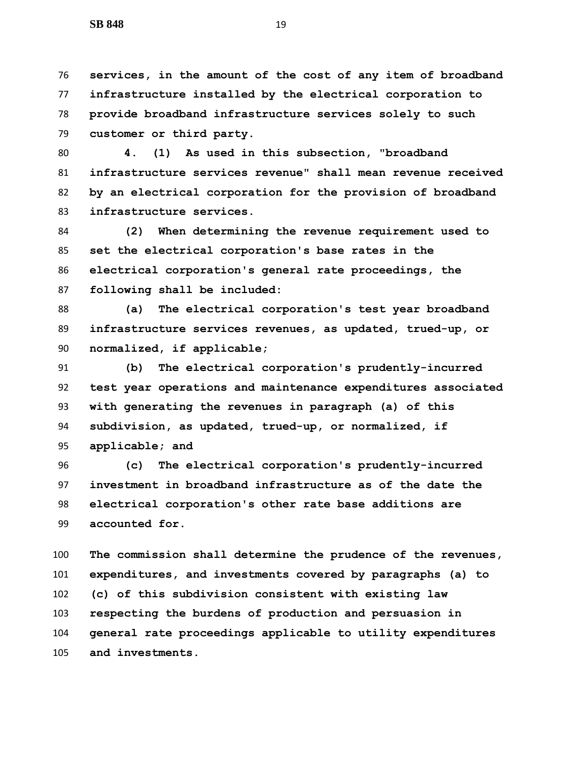**services, in the amount of the cost of any item of broadband infrastructure installed by the electrical corporation to provide broadband infrastructure services solely to such customer or third party.**

**4. (1) As used in this subsection, "broadband infrastructure services revenue" shall mean revenue received by an electrical corporation for the provision of broadband infrastructure services.**

**(2) When determining the revenue requirement used to set the electrical corporation's base rates in the electrical corporation's general rate proceedings, the following shall be included:**

**(a) The electrical corporation's test year broadband infrastructure services revenues, as updated, trued-up, or normalized, if applicable;**

**(b) The electrical corporation's prudently-incurred test year operations and maintenance expenditures associated with generating the revenues in paragraph (a) of this subdivision, as updated, trued-up, or normalized, if applicable; and**

**(c) The electrical corporation's prudently-incurred investment in broadband infrastructure as of the date the electrical corporation's other rate base additions are accounted for.**

**The commission shall determine the prudence of the revenues, expenditures, and investments covered by paragraphs (a) to (c) of this subdivision consistent with existing law respecting the burdens of production and persuasion in general rate proceedings applicable to utility expenditures and investments.**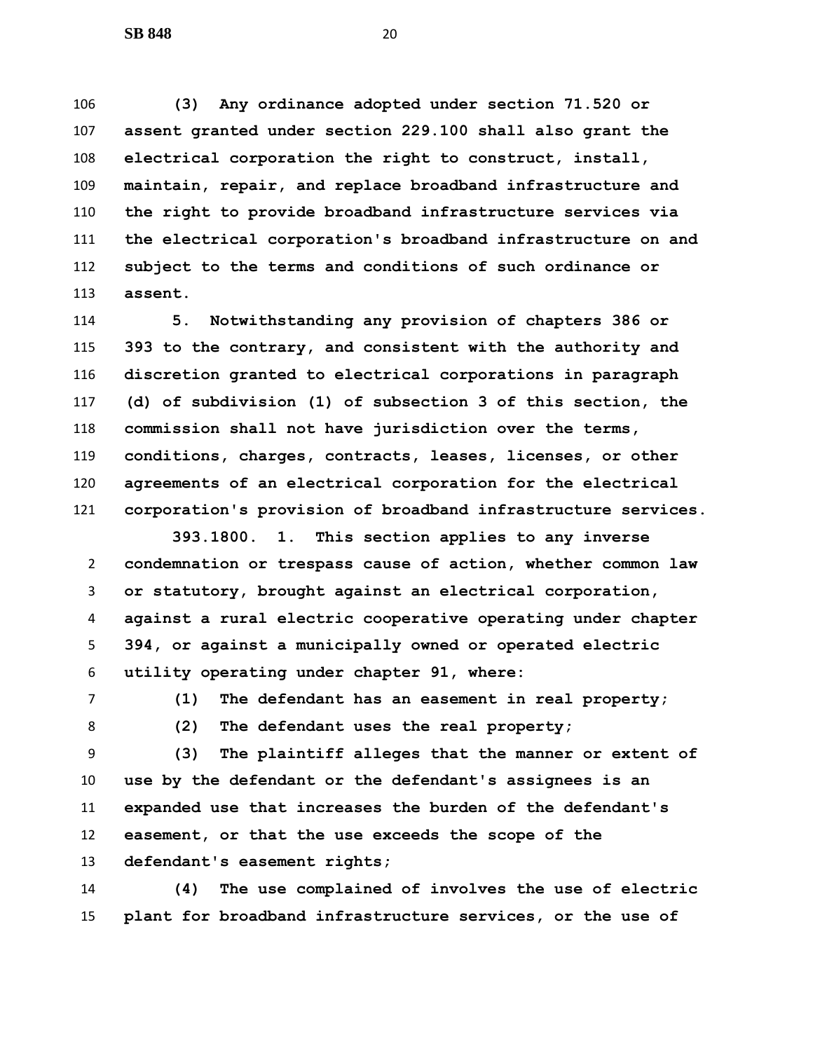**(3) Any ordinance adopted under section 71.520 or assent granted under section 229.100 shall also grant the electrical corporation the right to construct, install, maintain, repair, and replace broadband infrastructure and the right to provide broadband infrastructure services via the electrical corporation's broadband infrastructure on and subject to the terms and conditions of such ordinance or assent.**

**5. Notwithstanding any provision of chapters 386 or 393 to the contrary, and consistent with the authority and discretion granted to electrical corporations in paragraph (d) of subdivision (1) of subsection 3 of this section, the commission shall not have jurisdiction over the terms, conditions, charges, contracts, leases, licenses, or other agreements of an electrical corporation for the electrical corporation's provision of broadband infrastructure services.**

**393.1800. 1. This section applies to any inverse condemnation or trespass cause of action, whether common law or statutory, brought against an electrical corporation, against a rural electric cooperative operating under chapter 394, or against a municipally owned or operated electric utility operating under chapter 91, where:**

**(1) The defendant has an easement in real property;**

**(2) The defendant uses the real property;**

**(3) The plaintiff alleges that the manner or extent of use by the defendant or the defendant's assignees is an expanded use that increases the burden of the defendant's easement, or that the use exceeds the scope of the defendant's easement rights;**

**(4) The use complained of involves the use of electric plant for broadband infrastructure services, or the use of**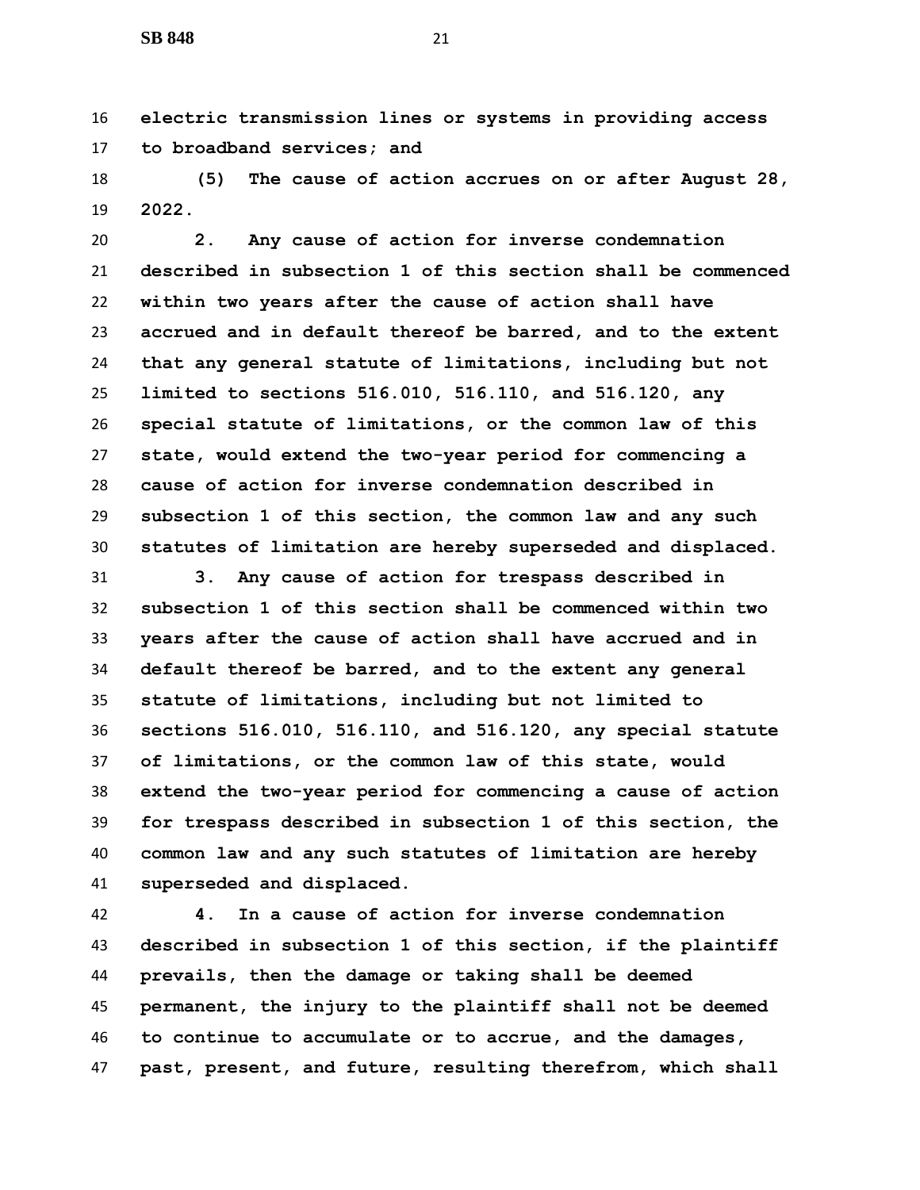**electric transmission lines or systems in providing access to broadband services; and**

**(5) The cause of action accrues on or after August 28, 2022.**

**2. Any cause of action for inverse condemnation described in subsection 1 of this section shall be commenced within two years after the cause of action shall have accrued and in default thereof be barred, and to the extent that any general statute of limitations, including but not limited to sections 516.010, 516.110, and 516.120, any special statute of limitations, or the common law of this state, would extend the two-year period for commencing a cause of action for inverse condemnation described in subsection 1 of this section, the common law and any such statutes of limitation are hereby superseded and displaced.**

**3. Any cause of action for trespass described in subsection 1 of this section shall be commenced within two years after the cause of action shall have accrued and in default thereof be barred, and to the extent any general statute of limitations, including but not limited to sections 516.010, 516.110, and 516.120, any special statute of limitations, or the common law of this state, would extend the two-year period for commencing a cause of action for trespass described in subsection 1 of this section, the common law and any such statutes of limitation are hereby superseded and displaced.**

**4. In a cause of action for inverse condemnation described in subsection 1 of this section, if the plaintiff prevails, then the damage or taking shall be deemed permanent, the injury to the plaintiff shall not be deemed to continue to accumulate or to accrue, and the damages, past, present, and future, resulting therefrom, which shall**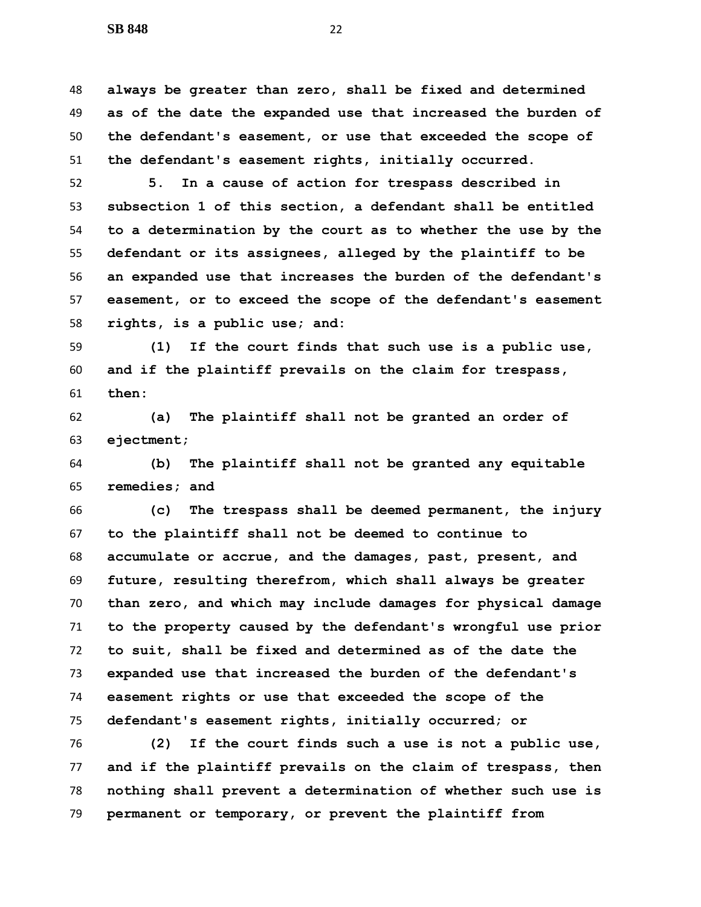**always be greater than zero, shall be fixed and determined as of the date the expanded use that increased the burden of the defendant's easement, or use that exceeded the scope of the defendant's easement rights, initially occurred.**

**5. In a cause of action for trespass described in subsection 1 of this section, a defendant shall be entitled to a determination by the court as to whether the use by the defendant or its assignees, alleged by the plaintiff to be an expanded use that increases the burden of the defendant's easement, or to exceed the scope of the defendant's easement rights, is a public use; and:**

**(1) If the court finds that such use is a public use, and if the plaintiff prevails on the claim for trespass, then:**

**(a) The plaintiff shall not be granted an order of ejectment;**

**(b) The plaintiff shall not be granted any equitable remedies; and**

**(c) The trespass shall be deemed permanent, the injury to the plaintiff shall not be deemed to continue to accumulate or accrue, and the damages, past, present, and future, resulting therefrom, which shall always be greater than zero, and which may include damages for physical damage to the property caused by the defendant's wrongful use prior to suit, shall be fixed and determined as of the date the expanded use that increased the burden of the defendant's easement rights or use that exceeded the scope of the defendant's easement rights, initially occurred; or**

**(2) If the court finds such a use is not a public use, and if the plaintiff prevails on the claim of trespass, then nothing shall prevent a determination of whether such use is permanent or temporary, or prevent the plaintiff from**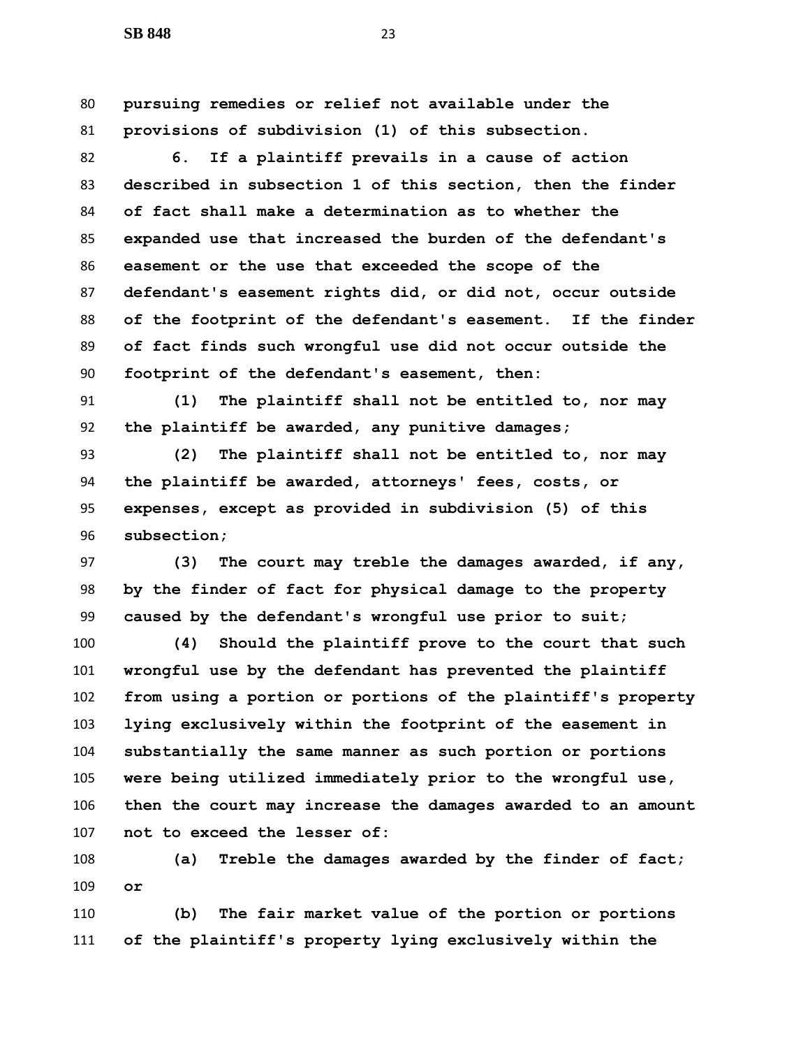**pursuing remedies or relief not available under the provisions of subdivision (1) of this subsection.**

**6. If a plaintiff prevails in a cause of action described in subsection 1 of this section, then the finder of fact shall make a determination as to whether the expanded use that increased the burden of the defendant's easement or the use that exceeded the scope of the defendant's easement rights did, or did not, occur outside of the footprint of the defendant's easement. If the finder of fact finds such wrongful use did not occur outside the footprint of the defendant's easement, then:**

**(1) The plaintiff shall not be entitled to, nor may the plaintiff be awarded, any punitive damages;**

**(2) The plaintiff shall not be entitled to, nor may the plaintiff be awarded, attorneys' fees, costs, or expenses, except as provided in subdivision (5) of this subsection;**

**(3) The court may treble the damages awarded, if any, by the finder of fact for physical damage to the property caused by the defendant's wrongful use prior to suit;**

**(4) Should the plaintiff prove to the court that such wrongful use by the defendant has prevented the plaintiff from using a portion or portions of the plaintiff's property lying exclusively within the footprint of the easement in substantially the same manner as such portion or portions were being utilized immediately prior to the wrongful use, then the court may increase the damages awarded to an amount not to exceed the lesser of:**

**(a) Treble the damages awarded by the finder of fact; or**

**(b) The fair market value of the portion or portions of the plaintiff's property lying exclusively within the**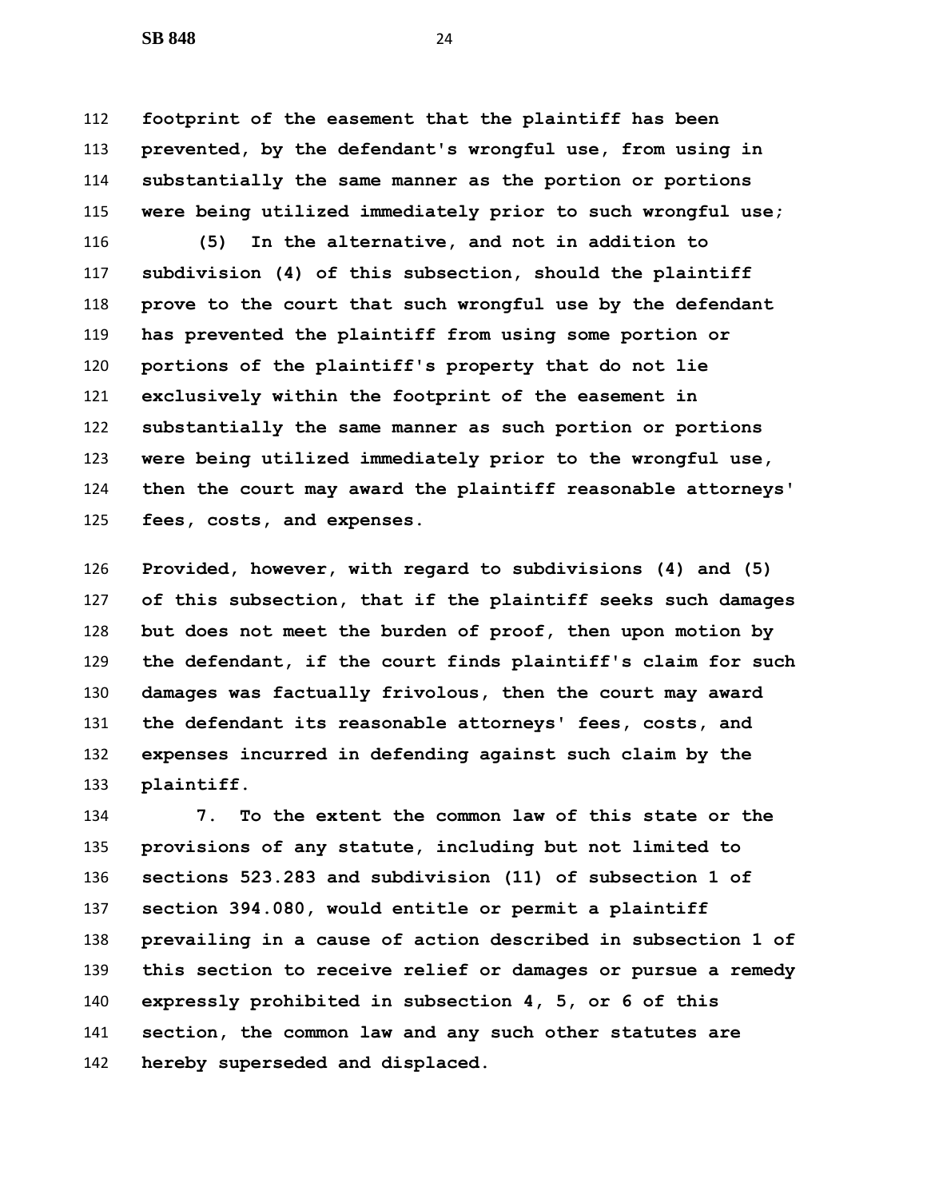**footprint of the easement that the plaintiff has been prevented, by the defendant's wrongful use, from using in substantially the same manner as the portion or portions were being utilized immediately prior to such wrongful use;**

**(5) In the alternative, and not in addition to subdivision (4) of this subsection, should the plaintiff prove to the court that such wrongful use by the defendant has prevented the plaintiff from using some portion or portions of the plaintiff's property that do not lie exclusively within the footprint of the easement in substantially the same manner as such portion or portions were being utilized immediately prior to the wrongful use, then the court may award the plaintiff reasonable attorneys' fees, costs, and expenses.**

**Provided, however, with regard to subdivisions (4) and (5) of this subsection, that if the plaintiff seeks such damages but does not meet the burden of proof, then upon motion by the defendant, if the court finds plaintiff's claim for such damages was factually frivolous, then the court may award the defendant its reasonable attorneys' fees, costs, and expenses incurred in defending against such claim by the plaintiff.**

**7. To the extent the common law of this state or the provisions of any statute, including but not limited to sections 523.283 and subdivision (11) of subsection 1 of section 394.080, would entitle or permit a plaintiff prevailing in a cause of action described in subsection 1 of this section to receive relief or damages or pursue a remedy expressly prohibited in subsection 4, 5, or 6 of this section, the common law and any such other statutes are hereby superseded and displaced.**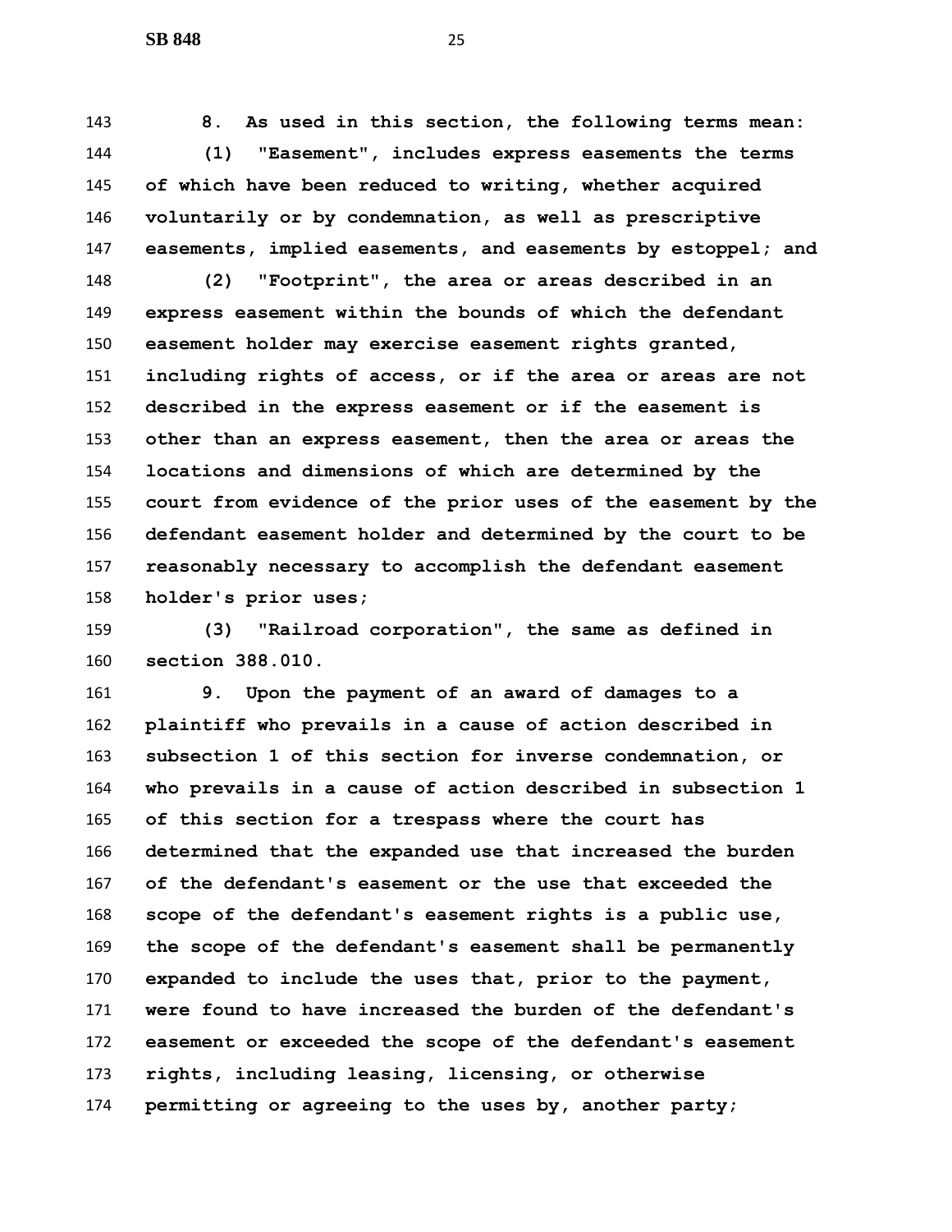**8. As used in this section, the following terms mean:**

**(1) "Easement", includes express easements the terms of which have been reduced to writing, whether acquired voluntarily or by condemnation, as well as prescriptive easements, implied easements, and easements by estoppel; and**

**(2) "Footprint", the area or areas described in an express easement within the bounds of which the defendant easement holder may exercise easement rights granted, including rights of access, or if the area or areas are not described in the express easement or if the easement is other than an express easement, then the area or areas the locations and dimensions of which are determined by the court from evidence of the prior uses of the easement by the defendant easement holder and determined by the court to be reasonably necessary to accomplish the defendant easement holder's prior uses;**

**(3) "Railroad corporation", the same as defined in section 388.010.**

**9. Upon the payment of an award of damages to a plaintiff who prevails in a cause of action described in subsection 1 of this section for inverse condemnation, or who prevails in a cause of action described in subsection 1 of this section for a trespass where the court has determined that the expanded use that increased the burden of the defendant's easement or the use that exceeded the scope of the defendant's easement rights is a public use, the scope of the defendant's easement shall be permanently expanded to include the uses that, prior to the payment, were found to have increased the burden of the defendant's easement or exceeded the scope of the defendant's easement rights, including leasing, licensing, or otherwise permitting or agreeing to the uses by, another party;**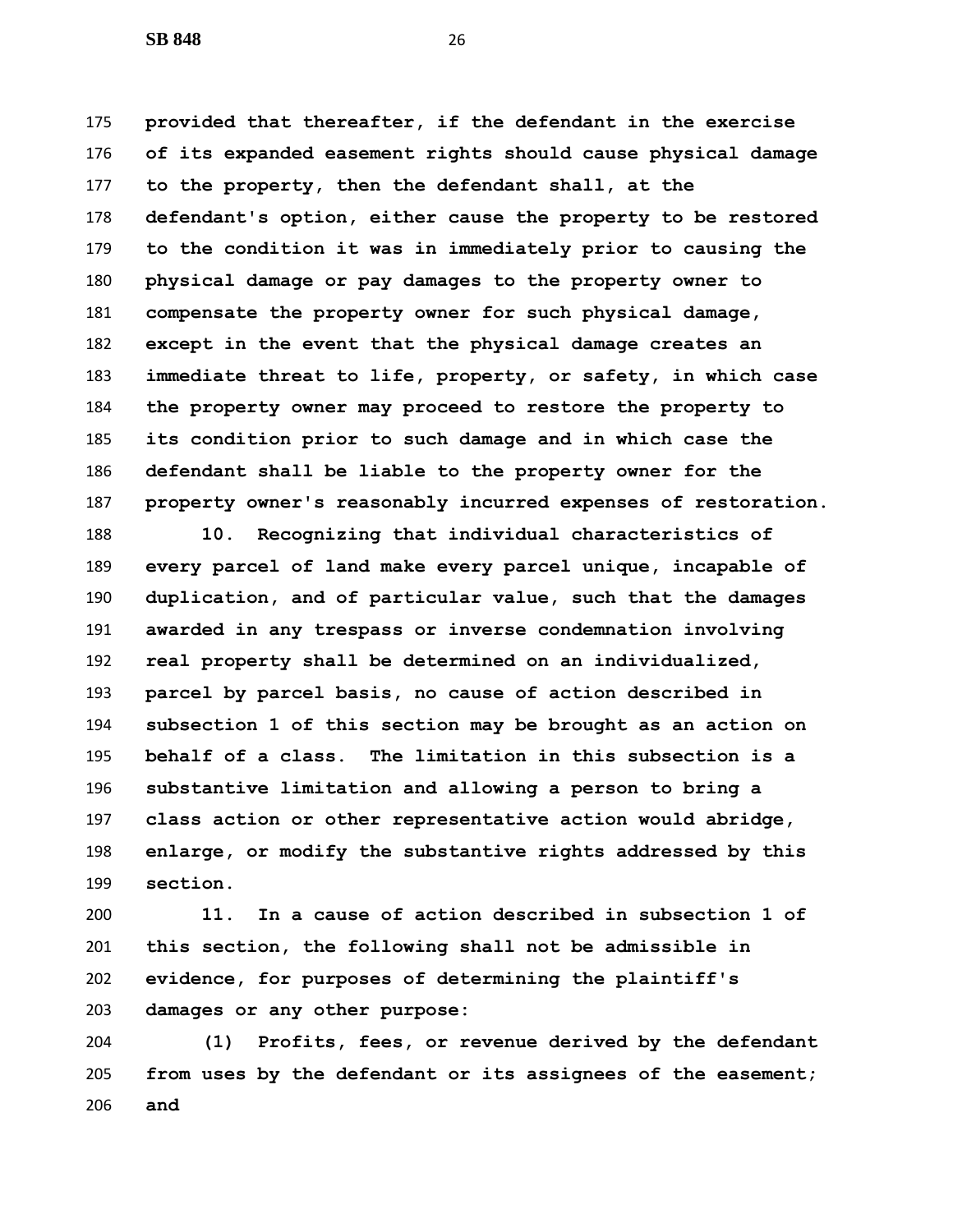**provided that thereafter, if the defendant in the exercise of its expanded easement rights should cause physical damage to the property, then the defendant shall, at the defendant's option, either cause the property to be restored to the condition it was in immediately prior to causing the physical damage or pay damages to the property owner to compensate the property owner for such physical damage, except in the event that the physical damage creates an immediate threat to life, property, or safety, in which case the property owner may proceed to restore the property to its condition prior to such damage and in which case the defendant shall be liable to the property owner for the property owner's reasonably incurred expenses of restoration.**

**10. Recognizing that individual characteristics of every parcel of land make every parcel unique, incapable of duplication, and of particular value, such that the damages awarded in any trespass or inverse condemnation involving real property shall be determined on an individualized, parcel by parcel basis, no cause of action described in subsection 1 of this section may be brought as an action on behalf of a class. The limitation in this subsection is a substantive limitation and allowing a person to bring a class action or other representative action would abridge, enlarge, or modify the substantive rights addressed by this section.**

**11. In a cause of action described in subsection 1 of this section, the following shall not be admissible in evidence, for purposes of determining the plaintiff's damages or any other purpose:**

**(1) Profits, fees, or revenue derived by the defendant from uses by the defendant or its assignees of the easement; and**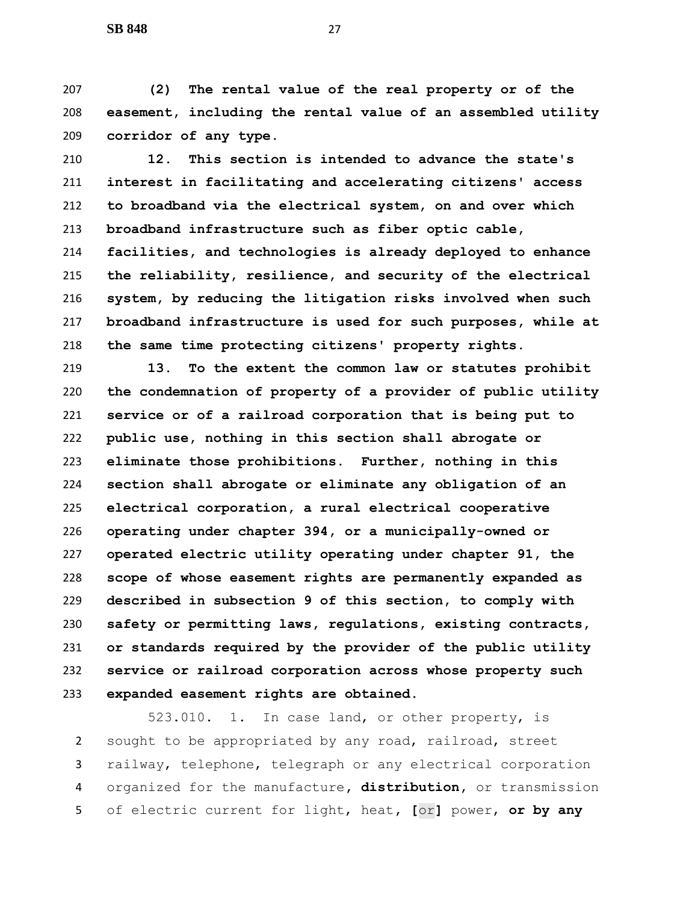**(2) The rental value of the real property or of the easement, including the rental value of an assembled utility corridor of any type.**

**12. This section is intended to advance the state's interest in facilitating and accelerating citizens' access to broadband via the electrical system, on and over which broadband infrastructure such as fiber optic cable, facilities, and technologies is already deployed to enhance the reliability, resilience, and security of the electrical system, by reducing the litigation risks involved when such broadband infrastructure is used for such purposes, while at the same time protecting citizens' property rights.**

**13. To the extent the common law or statutes prohibit the condemnation of property of a provider of public utility service or of a railroad corporation that is being put to public use, nothing in this section shall abrogate or eliminate those prohibitions. Further, nothing in this section shall abrogate or eliminate any obligation of an electrical corporation, a rural electrical cooperative operating under chapter 394, or a municipally-owned or operated electric utility operating under chapter 91, the scope of whose easement rights are permanently expanded as described in subsection 9 of this section, to comply with safety or permitting laws, regulations, existing contracts, or standards required by the provider of the public utility service or railroad corporation across whose property such expanded easement rights are obtained.**

523.010. 1. In case land, or other property, is sought to be appropriated by any road, railroad, street railway, telephone, telegraph or any electrical corporation organized for the manufacture, **distribution,** or transmission of electric current for light, heat, **[**or**]** power, **or by any**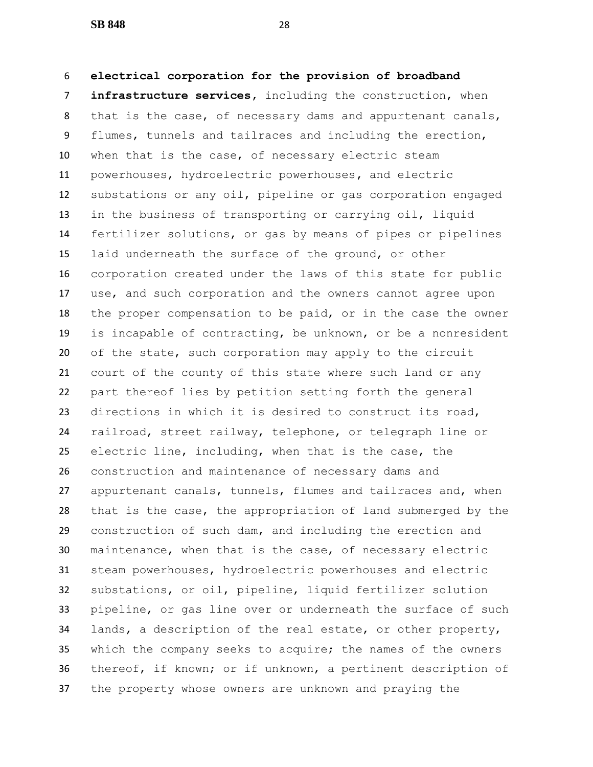**electrical corporation for the provision of broadband infrastructure services**, including the construction, when that is the case, of necessary dams and appurtenant canals, flumes, tunnels and tailraces and including the erection, when that is the case, of necessary electric steam powerhouses, hydroelectric powerhouses, and electric substations or any oil, pipeline or gas corporation engaged in the business of transporting or carrying oil, liquid fertilizer solutions, or gas by means of pipes or pipelines laid underneath the surface of the ground, or other corporation created under the laws of this state for public use, and such corporation and the owners cannot agree upon the proper compensation to be paid, or in the case the owner is incapable of contracting, be unknown, or be a nonresident of the state, such corporation may apply to the circuit court of the county of this state where such land or any part thereof lies by petition setting forth the general directions in which it is desired to construct its road, railroad, street railway, telephone, or telegraph line or electric line, including, when that is the case, the construction and maintenance of necessary dams and appurtenant canals, tunnels, flumes and tailraces and, when that is the case, the appropriation of land submerged by the construction of such dam, and including the erection and maintenance, when that is the case, of necessary electric steam powerhouses, hydroelectric powerhouses and electric substations, or oil, pipeline, liquid fertilizer solution pipeline, or gas line over or underneath the surface of such lands, a description of the real estate, or other property, which the company seeks to acquire; the names of the owners thereof, if known; or if unknown, a pertinent description of the property whose owners are unknown and praying the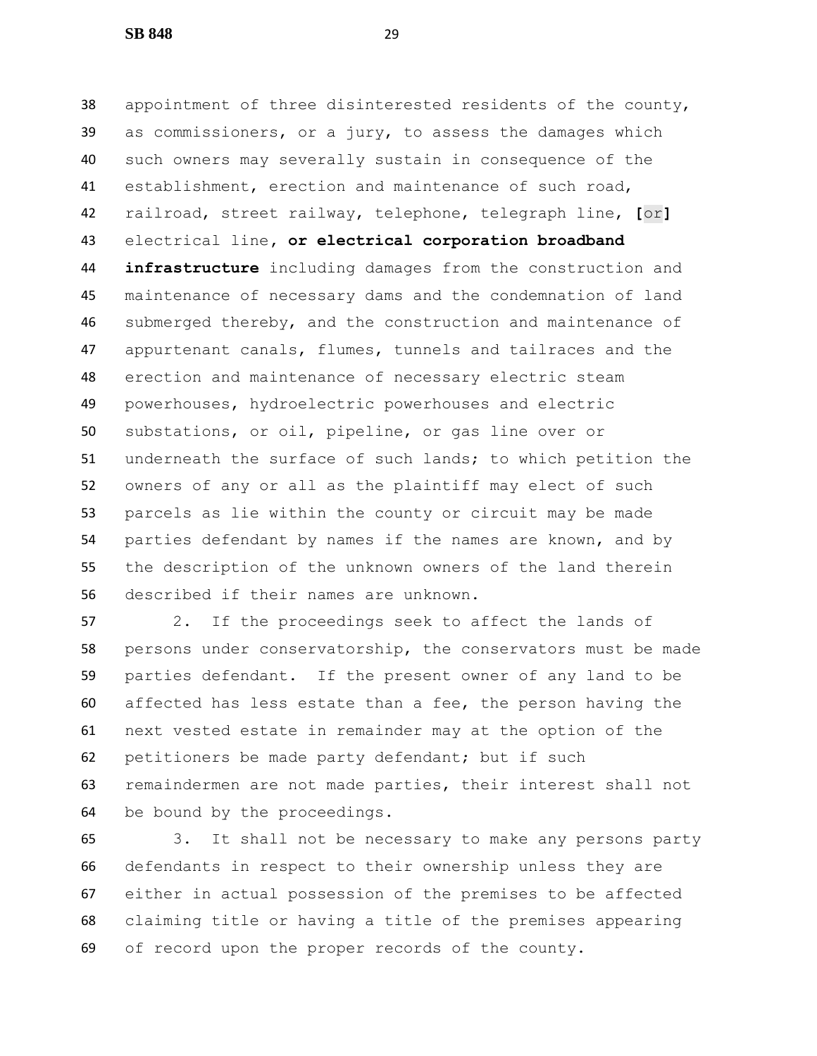appointment of three disinterested residents of the county, as commissioners, or a jury, to assess the damages which such owners may severally sustain in consequence of the establishment, erection and maintenance of such road, railroad, street railway, telephone, telegraph line, **[**or**]** electrical line**, or electrical corporation broadband infrastructure** including damages from the construction and maintenance of necessary dams and the condemnation of land submerged thereby, and the construction and maintenance of appurtenant canals, flumes, tunnels and tailraces and the erection and maintenance of necessary electric steam powerhouses, hydroelectric powerhouses and electric substations, or oil, pipeline, or gas line over or underneath the surface of such lands; to which petition the owners of any or all as the plaintiff may elect of such parcels as lie within the county or circuit may be made parties defendant by names if the names are known, and by the description of the unknown owners of the land therein described if their names are unknown.

2. If the proceedings seek to affect the lands of persons under conservatorship, the conservators must be made parties defendant. If the present owner of any land to be affected has less estate than a fee, the person having the next vested estate in remainder may at the option of the petitioners be made party defendant; but if such remaindermen are not made parties, their interest shall not be bound by the proceedings.

3. It shall not be necessary to make any persons party defendants in respect to their ownership unless they are either in actual possession of the premises to be affected claiming title or having a title of the premises appearing of record upon the proper records of the county.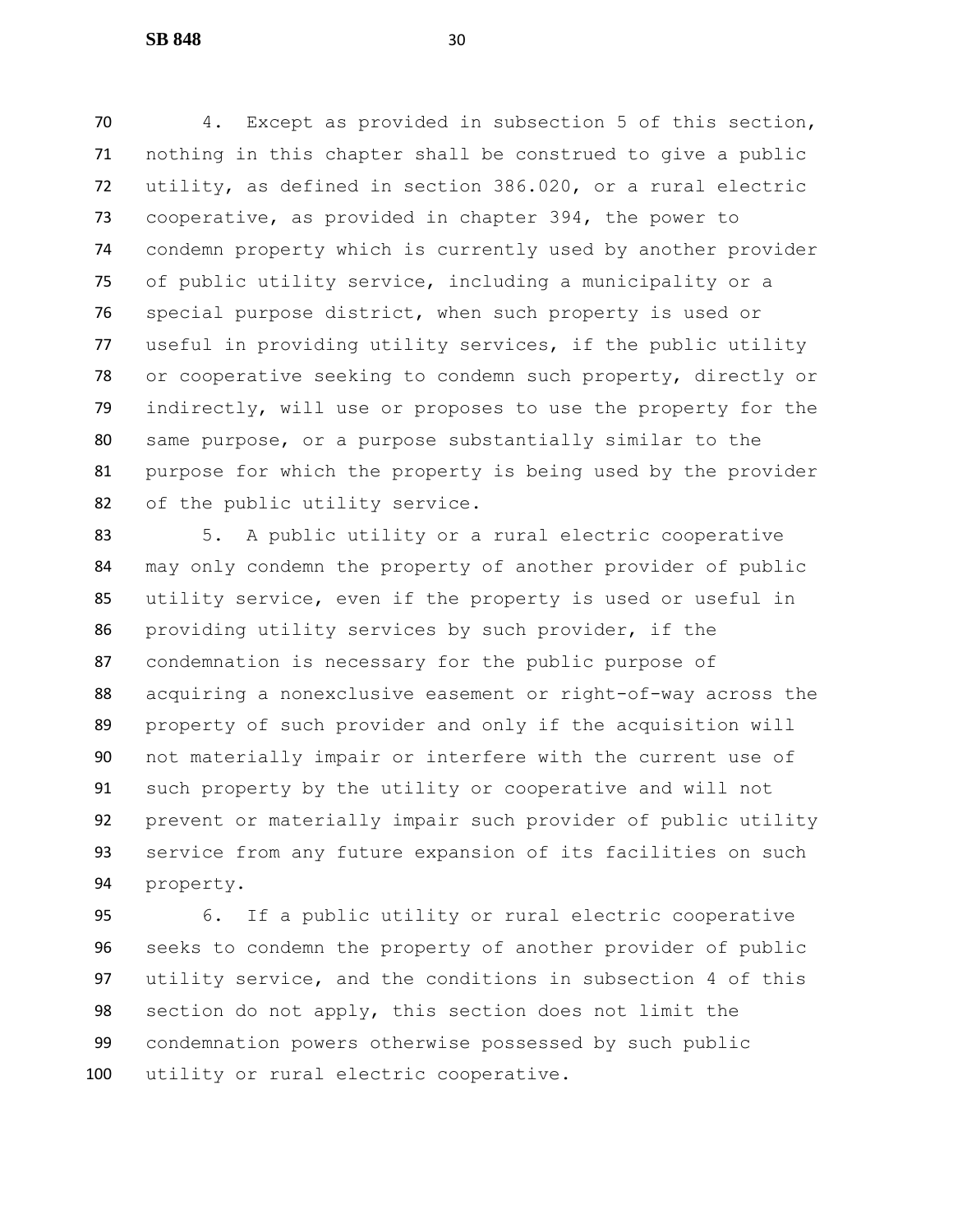4. Except as provided in subsection 5 of this section, nothing in this chapter shall be construed to give a public utility, as defined in section 386.020, or a rural electric cooperative, as provided in chapter 394, the power to condemn property which is currently used by another provider of public utility service, including a municipality or a special purpose district, when such property is used or useful in providing utility services, if the public utility or cooperative seeking to condemn such property, directly or indirectly, will use or proposes to use the property for the same purpose, or a purpose substantially similar to the purpose for which the property is being used by the provider of the public utility service.

5. A public utility or a rural electric cooperative may only condemn the property of another provider of public utility service, even if the property is used or useful in providing utility services by such provider, if the condemnation is necessary for the public purpose of acquiring a nonexclusive easement or right-of-way across the property of such provider and only if the acquisition will not materially impair or interfere with the current use of such property by the utility or cooperative and will not prevent or materially impair such provider of public utility service from any future expansion of its facilities on such property.

6. If a public utility or rural electric cooperative seeks to condemn the property of another provider of public utility service, and the conditions in subsection 4 of this section do not apply, this section does not limit the condemnation powers otherwise possessed by such public utility or rural electric cooperative.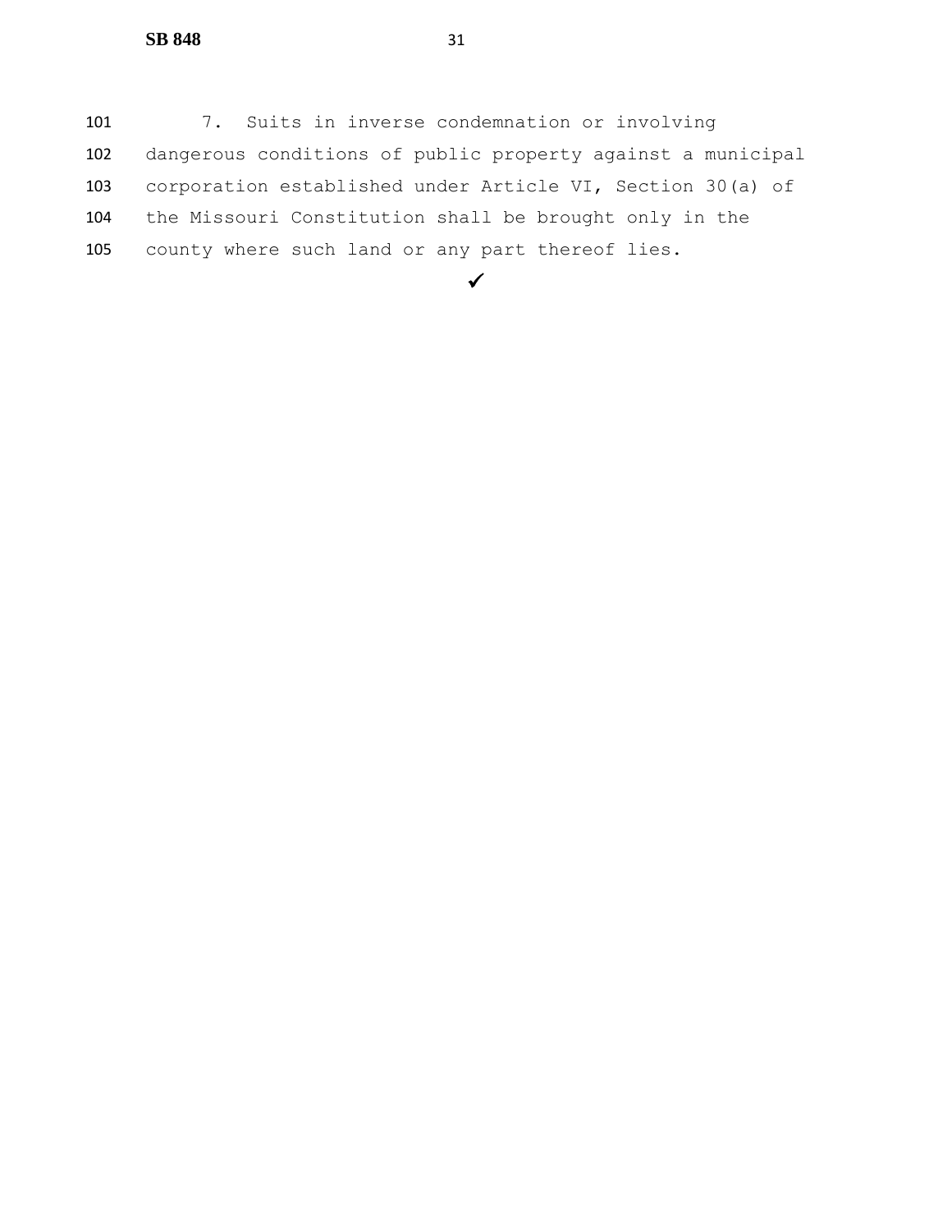7. Suits in inverse condemnation or involving dangerous conditions of public property against a municipal corporation established under Article VI, Section 30(a) of the Missouri Constitution shall be brought only in the county where such land or any part thereof lies.

✓